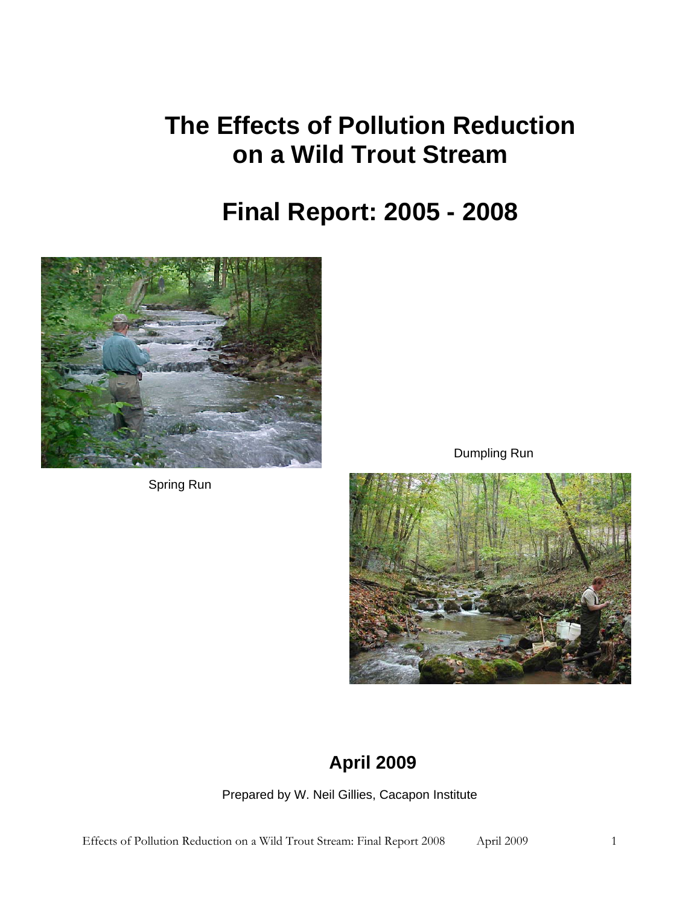# The Effects of Pollution Reduction on a Wild Trout Stream

# Final Report: 2005 - 2008

Spring Run

Dumpling Run

## April 2009

Prepared by W. Neil Gillies, Cacapon Institute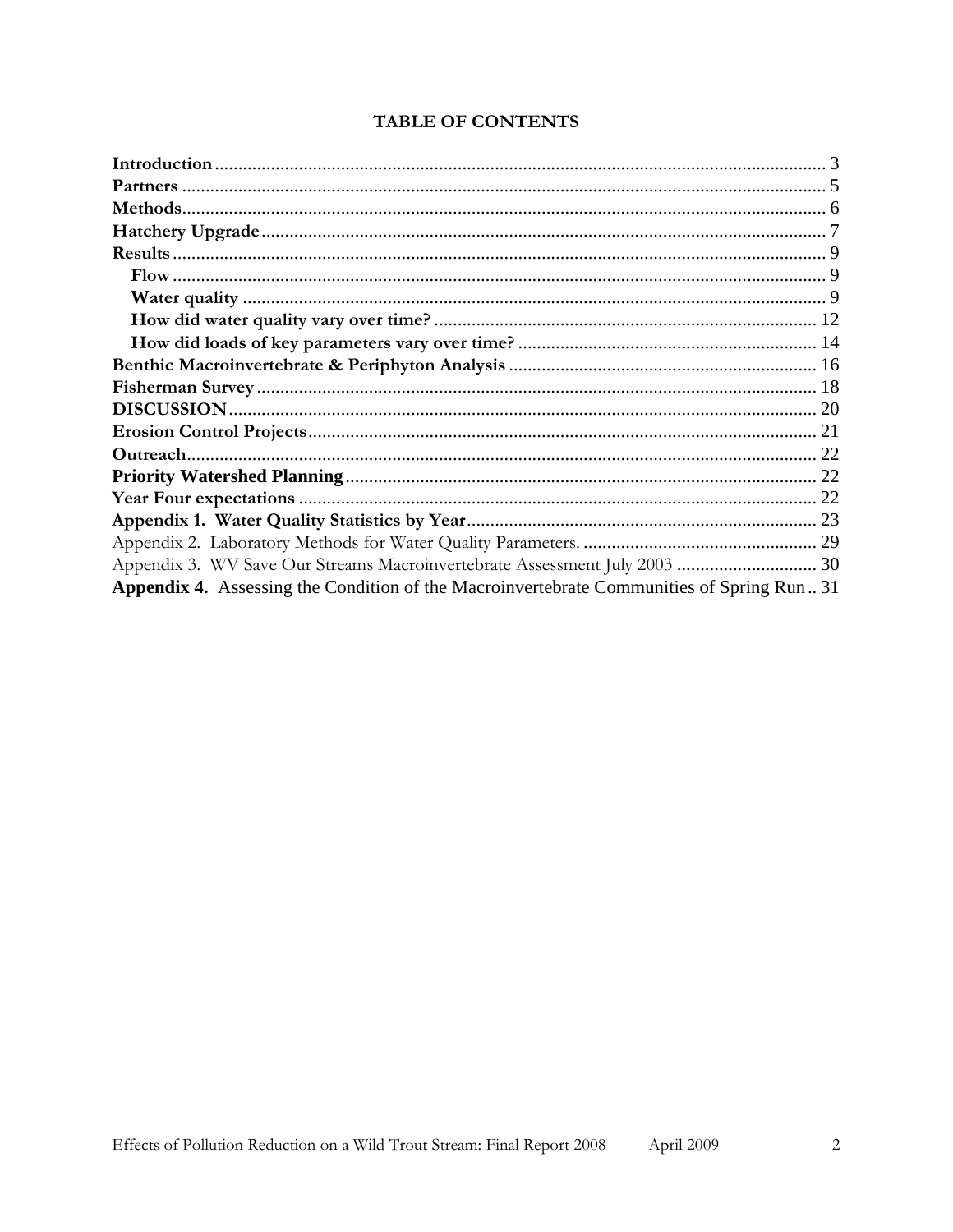# TABLE OF CONTENTS

**Introduction** ........ 3
**Partners** ........ 5
**Methods** ........ 6
**Hatchery Upgrade** ........ 7
**Results** ........ 9
  **Flow** ........ 9
  **Water quality** ........ 9
  **How did water quality vary over time?** ........ 12
  **How did loads of key parameters vary over time?** ........ 14
**Benthic Macroinvertebrate & Periphyton Analysis** ........ 16
**Fisherman Survey** ........ 18
**DISCUSSION** ........ 20
**Erosion Control Projects** ........ 21
**Outreach** ........ 22
**Priority Watershed Planning** ........ 22
**Year Four expectations** ........ 22
**Appendix 1. Water Quality Statistics by Year** ........ 23
Appendix 2. Laboratory Methods for Water Quality Parameters. ........ 29
Appendix 3. WV Save Our Streams Macroinvertebrate Assessment July 2003 ........ 30
**Appendix 4.** Assessing the Condition of the Macroinvertebrate Communities of Spring Run ........ 31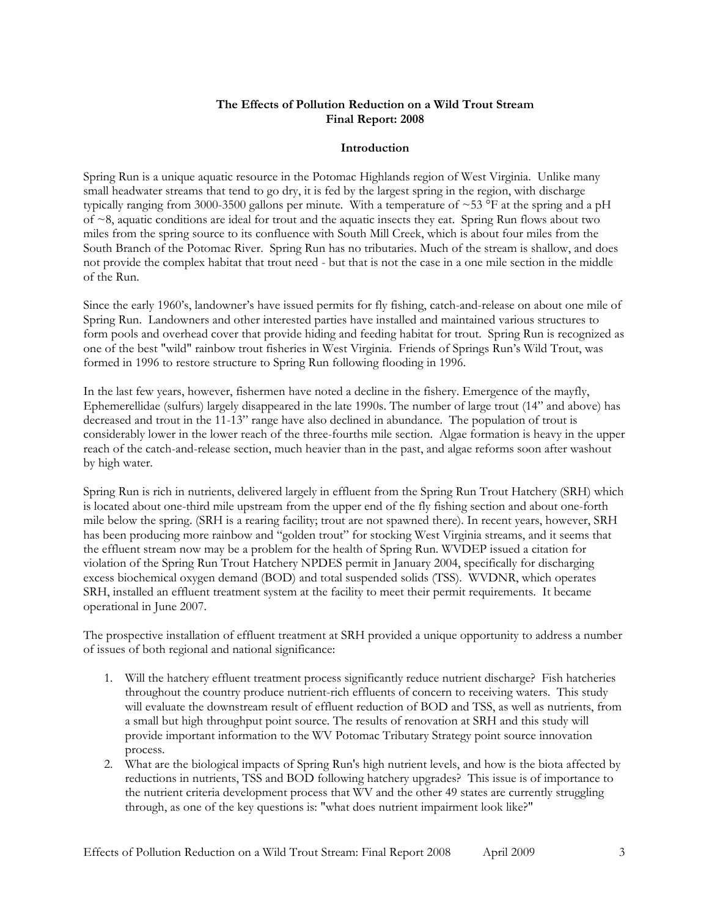**The Effects of Pollution Reduction on a Wild Trout Stream**
**Final Report: 2008**

## Introduction

Spring Run is a unique aquatic resource in the Potomac Highlands region of West Virginia. Unlike many small headwater streams that tend to go dry, it is fed by the largest spring in the region, with discharge typically ranging from 3000-3500 gallons per minute. With a temperature of ~53 °F at the spring and a pH of ~8, aquatic conditions are ideal for trout and the aquatic insects they eat. Spring Run flows about two miles from the spring source to its confluence with South Mill Creek, which is about four miles from the South Branch of the Potomac River. Spring Run has no tributaries. Much of the stream is shallow, and does not provide the complex habitat that trout need - but that is not the case in a one mile section in the middle of the Run.

Since the early 1960's, landowner's have issued permits for fly fishing, catch-and-release on about one mile of Spring Run. Landowners and other interested parties have installed and maintained various structures to form pools and overhead cover that provide hiding and feeding habitat for trout. Spring Run is recognized as one of the best "wild" rainbow trout fisheries in West Virginia. Friends of Springs Run's Wild Trout, was formed in 1996 to restore structure to Spring Run following flooding in 1996.

In the last few years, however, fishermen have noted a decline in the fishery. Emergence of the mayfly, Ephemerellidae (sulfurs) largely disappeared in the late 1990s. The number of large trout (14" and above) has decreased and trout in the 11-13" range have also declined in abundance. The population of trout is considerably lower in the lower reach of the three-fourths mile section. Algae formation is heavy in the upper reach of the catch-and-release section, much heavier than in the past, and algae reforms soon after washout by high water.

Spring Run is rich in nutrients, delivered largely in effluent from the Spring Run Trout Hatchery (SRH) which is located about one-third mile upstream from the upper end of the fly fishing section and about one-forth mile below the spring. (SRH is a rearing facility; trout are not spawned there). In recent years, however, SRH has been producing more rainbow and "golden trout" for stocking West Virginia streams, and it seems that the effluent stream now may be a problem for the health of Spring Run. WVDEP issued a citation for violation of the Spring Run Trout Hatchery NPDES permit in January 2004, specifically for discharging excess biochemical oxygen demand (BOD) and total suspended solids (TSS). WVDNR, which operates SRH, installed an effluent treatment system at the facility to meet their permit requirements. It became operational in June 2007.

The prospective installation of effluent treatment at SRH provided a unique opportunity to address a number of issues of both regional and national significance:

1. Will the hatchery effluent treatment process significantly reduce nutrient discharge? Fish hatcheries throughout the country produce nutrient-rich effluents of concern to receiving waters. This study will evaluate the downstream result of effluent reduction of BOD and TSS, as well as nutrients, from a small but high throughput point source. The results of renovation at SRH and this study will provide important information to the WV Potomac Tributary Strategy point source innovation process.
2. What are the biological impacts of Spring Run's high nutrient levels, and how is the biota affected by reductions in nutrients, TSS and BOD following hatchery upgrades? This issue is of importance to the nutrient criteria development process that WV and the other 49 states are currently struggling through, as one of the key questions is: "what does nutrient impairment look like?"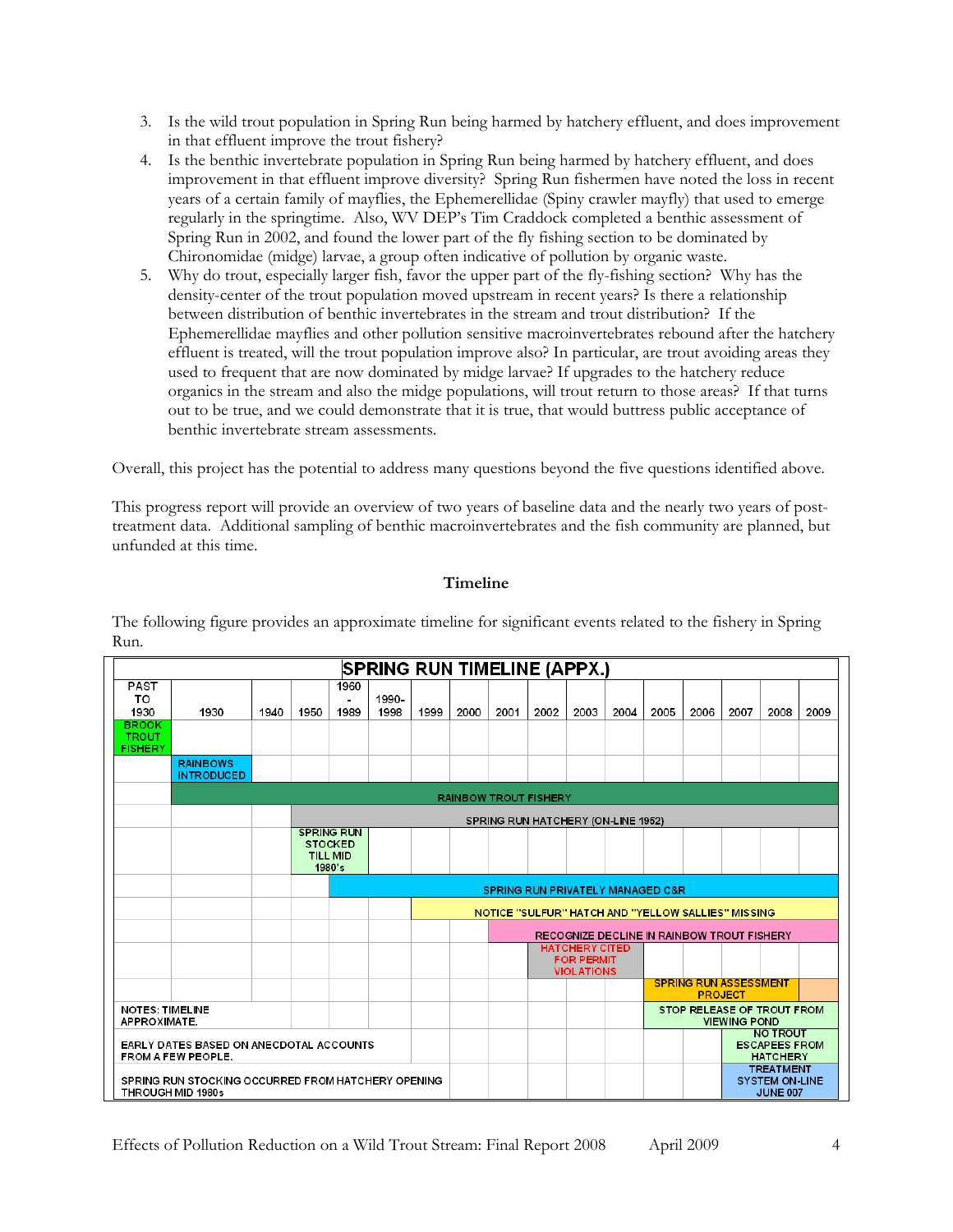3. Is the wild trout population in Spring Run being harmed by hatchery effluent, and does improvement in that effluent improve the trout fishery?
4. Is the benthic invertebrate population in Spring Run being harmed by hatchery effluent, and does improvement in that effluent improve diversity? Spring Run fishermen have noted the loss in recent years of a certain family of mayflies, the Ephemerellidae (Spiny crawler mayfly) that used to emerge regularly in the springtime. Also, WV DEP's Tim Craddock completed a benthic assessment of Spring Run in 2002, and found the lower part of the fly fishing section to be dominated by Chironomidae (midge) larvae, a group often indicative of pollution by organic waste.
5. Why do trout, especially larger fish, favor the upper part of the fly-fishing section? Why has the density-center of the trout population moved upstream in recent years? Is there a relationship between distribution of benthic invertebrates in the stream and trout distribution? If the Ephemerellidae mayflies and other pollution sensitive macroinvertebrates rebound after the hatchery effluent is treated, will the trout population improve also? In particular, are trout avoiding areas they used to frequent that are now dominated by midge larvae? If upgrades to the hatchery reduce organics in the stream and also the midge populations, will trout return to those areas? If that turns out to be true, and we could demonstrate that it is true, that would buttress public acceptance of benthic invertebrate stream assessments.

Overall, this project has the potential to address many questions beyond the five questions identified above.

This progress report will provide an overview of two years of baseline data and the nearly two years of post-treatment data. Additional sampling of benthic macroinvertebrates and the fish community are planned, but unfunded at this time.

**Timeline**

The following figure provides an approximate timeline for significant events related to the fishery in Spring Run.

**SPRING RUN TIMELINE (APPX.)**

| Period | Event |
|---|---|
| Past to 1930 | BROOK TROUT FISHERY |
| 1930 | RAINBOWS INTRODUCED |
| 1930–2009 | RAINBOW TROUT FISHERY |
| 1950–2009 | SPRING RUN HATCHERY (ON-LINE 1952) |
| 1950–1960s/1989 | SPRING RUN STOCKED TILL MID 1980's |
| 1960–2009 | SPRING RUN PRIVATELY MANAGED C&R |
| 1999–2009 | NOTICE "SULFUR" HATCH AND "YELLOW SALLIES" MISSING |
| 2001–2009 | RECOGNIZE DECLINE IN RAINBOW TROUT FISHERY |
| 2002–2004 | HATCHERY CITED FOR PERMIT VIOLATIONS |
| 2005–2008 | SPRING RUN ASSESSMENT PROJECT |
| 2005–2009 | STOP RELEASE OF TROUT FROM VIEWING POND |
| 2007–2009 | NO TROUT ESCAPEES FROM HATCHERY |
| 2007–2009 | TREATMENT SYSTEM ON-LINE JUNE 007 |

NOTES: TIMELINE APPROXIMATE.

EARLY DATES BASED ON ANECDOTAL ACCOUNTS FROM A FEW PEOPLE.

SPRING RUN STOCKING OCCURRED FROM HATCHERY OPENING THROUGH MID 1980s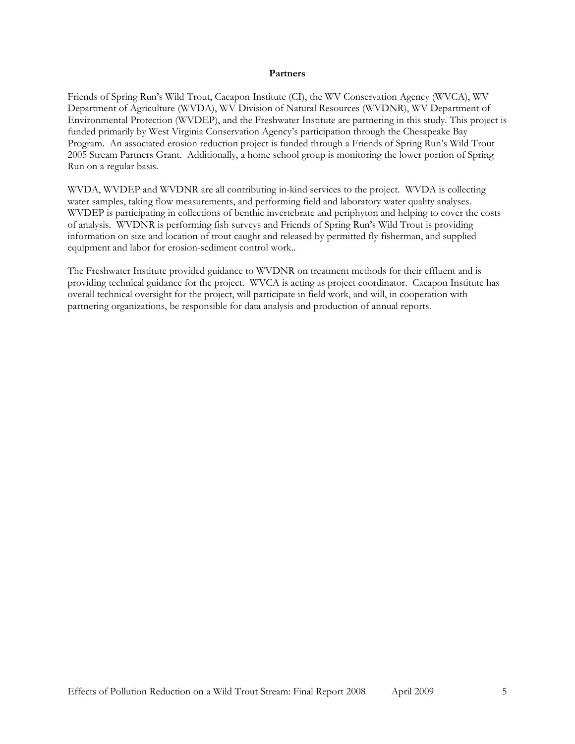## Partners

Friends of Spring Run's Wild Trout, Cacapon Institute (CI), the WV Conservation Agency (WVCA), WV Department of Agriculture (WVDA), WV Division of Natural Resources (WVDNR), WV Department of Environmental Protection (WVDEP), and the Freshwater Institute are partnering in this study. This project is funded primarily by West Virginia Conservation Agency's participation through the Chesapeake Bay Program. An associated erosion reduction project is funded through a Friends of Spring Run's Wild Trout 2005 Stream Partners Grant. Additionally, a home school group is monitoring the lower portion of Spring Run on a regular basis.

WVDA, WVDEP and WVDNR are all contributing in-kind services to the project. WVDA is collecting water samples, taking flow measurements, and performing field and laboratory water quality analyses. WVDEP is participating in collections of benthic invertebrate and periphyton and helping to cover the costs of analysis. WVDNR is performing fish surveys and Friends of Spring Run's Wild Trout is providing information on size and location of trout caught and released by permitted fly fisherman, and supplied equipment and labor for erosion-sediment control work..

The Freshwater Institute provided guidance to WVDNR on treatment methods for their effluent and is providing technical guidance for the project. WVCA is acting as project coordinator. Cacapon Institute has overall technical oversight for the project, will participate in field work, and will, in cooperation with partnering organizations, be responsible for data analysis and production of annual reports.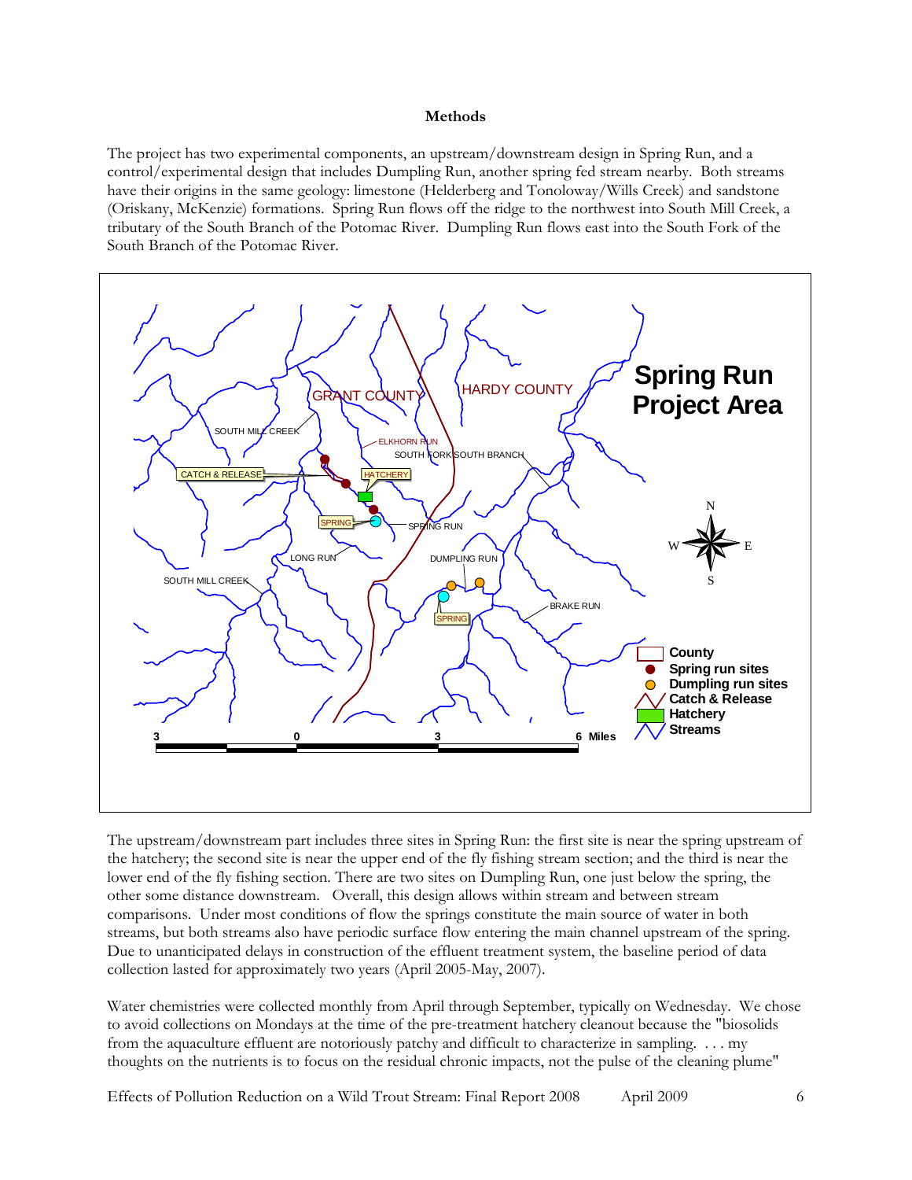**Methods**

The project has two experimental components, an upstream/downstream design in Spring Run, and a control/experimental design that includes Dumpling Run, another spring fed stream nearby. Both streams have their origins in the same geology: limestone (Helderberg and Tonoloway/Wills Creek) and sandstone (Oriskany, McKenzie) formations. Spring Run flows off the ridge to the northwest into South Mill Creek, a tributary of the South Branch of the Potomac River. Dumpling Run flows east into the South Fork of the South Branch of the Potomac River.

The upstream/downstream part includes three sites in Spring Run: the first site is near the spring upstream of the hatchery; the second site is near the upper end of the fly fishing stream section; and the third is near the lower end of the fly fishing section. There are two sites on Dumpling Run, one just below the spring, the other some distance downstream. Overall, this design allows within stream and between stream comparisons. Under most conditions of flow the springs constitute the main source of water in both streams, but both streams also have periodic surface flow entering the main channel upstream of the spring. Due to unanticipated delays in construction of the effluent treatment system, the baseline period of data collection lasted for approximately two years (April 2005-May, 2007).

Water chemistries were collected monthly from April through September, typically on Wednesday. We chose to avoid collections on Mondays at the time of the pre-treatment hatchery cleanout because the "biosolids from the aquaculture effluent are notoriously patchy and difficult to characterize in sampling. . . . my thoughts on the nutrients is to focus on the residual chronic impacts, not the pulse of the cleaning plume"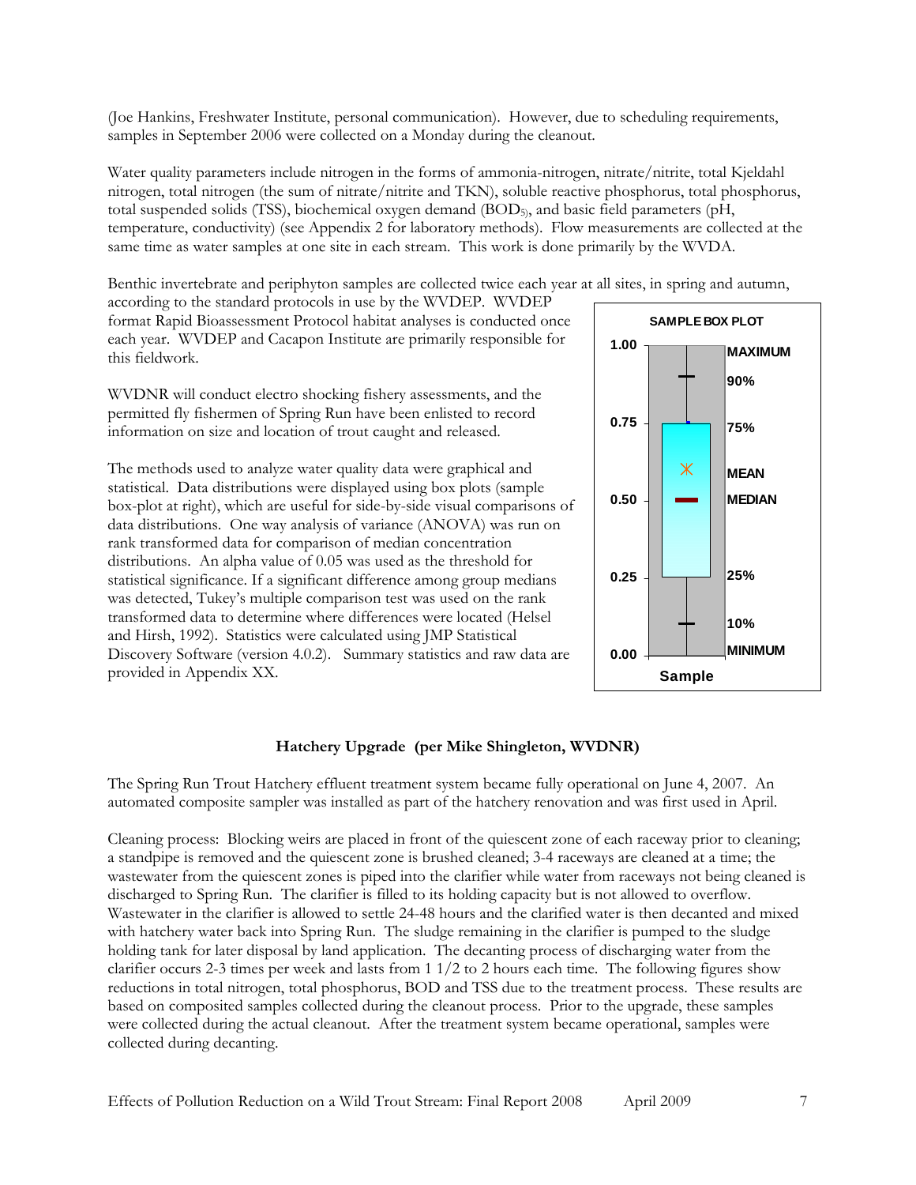(Joe Hankins, Freshwater Institute, personal communication). However, due to scheduling requirements, samples in September 2006 were collected on a Monday during the cleanout.

Water quality parameters include nitrogen in the forms of ammonia-nitrogen, nitrate/nitrite, total Kjeldahl nitrogen, total nitrogen (the sum of nitrate/nitrite and TKN), soluble reactive phosphorus, total phosphorus, total suspended solids (TSS), biochemical oxygen demand ($BOD_5$), and basic field parameters (pH, temperature, conductivity) (see Appendix 2 for laboratory methods). Flow measurements are collected at the same time as water samples at one site in each stream. This work is done primarily by the WVDA.

Benthic invertebrate and periphyton samples are collected twice each year at all sites, in spring and autumn, according to the standard protocols in use by the WVDEP. WVDEP format Rapid Bioassessment Protocol habitat analyses is conducted once each year. WVDEP and Cacapon Institute are primarily responsible for this fieldwork.

WVDNR will conduct electro shocking fishery assessments, and the permitted fly fishermen of Spring Run have been enlisted to record information on size and location of trout caught and released.

The methods used to analyze water quality data were graphical and statistical. Data distributions were displayed using box plots (sample box-plot at right), which are useful for side-by-side visual comparisons of data distributions. One way analysis of variance (ANOVA) was run on rank transformed data for comparison of median concentration distributions. An alpha value of 0.05 was used as the threshold for statistical significance. If a significant difference among group medians was detected, Tukey's multiple comparison test was used on the rank transformed data to determine where differences were located (Helsel and Hirsh, 1992). Statistics were calculated using JMP Statistical Discovery Software (version 4.0.2). Summary statistics and raw data are provided in Appendix XX.

## Hatchery Upgrade (per Mike Shingleton, WVDNR)

The Spring Run Trout Hatchery effluent treatment system became fully operational on June 4, 2007. An automated composite sampler was installed as part of the hatchery renovation and was first used in April.

Cleaning process: Blocking weirs are placed in front of the quiescent zone of each raceway prior to cleaning; a standpipe is removed and the quiescent zone is brushed cleaned; 3-4 raceways are cleaned at a time; the wastewater from the quiescent zones is piped into the clarifier while water from raceways not being cleaned is discharged to Spring Run. The clarifier is filled to its holding capacity but is not allowed to overflow. Wastewater in the clarifier is allowed to settle 24-48 hours and the clarified water is then decanted and mixed with hatchery water back into Spring Run. The sludge remaining in the clarifier is pumped to the sludge holding tank for later disposal by land application. The decanting process of discharging water from the clarifier occurs 2-3 times per week and lasts from 1 1/2 to 2 hours each time. The following figures show reductions in total nitrogen, total phosphorus, BOD and TSS due to the treatment process. These results are based on composited samples collected during the cleanout process. Prior to the upgrade, these samples were collected during the actual cleanout. After the treatment system became operational, samples were collected during decanting.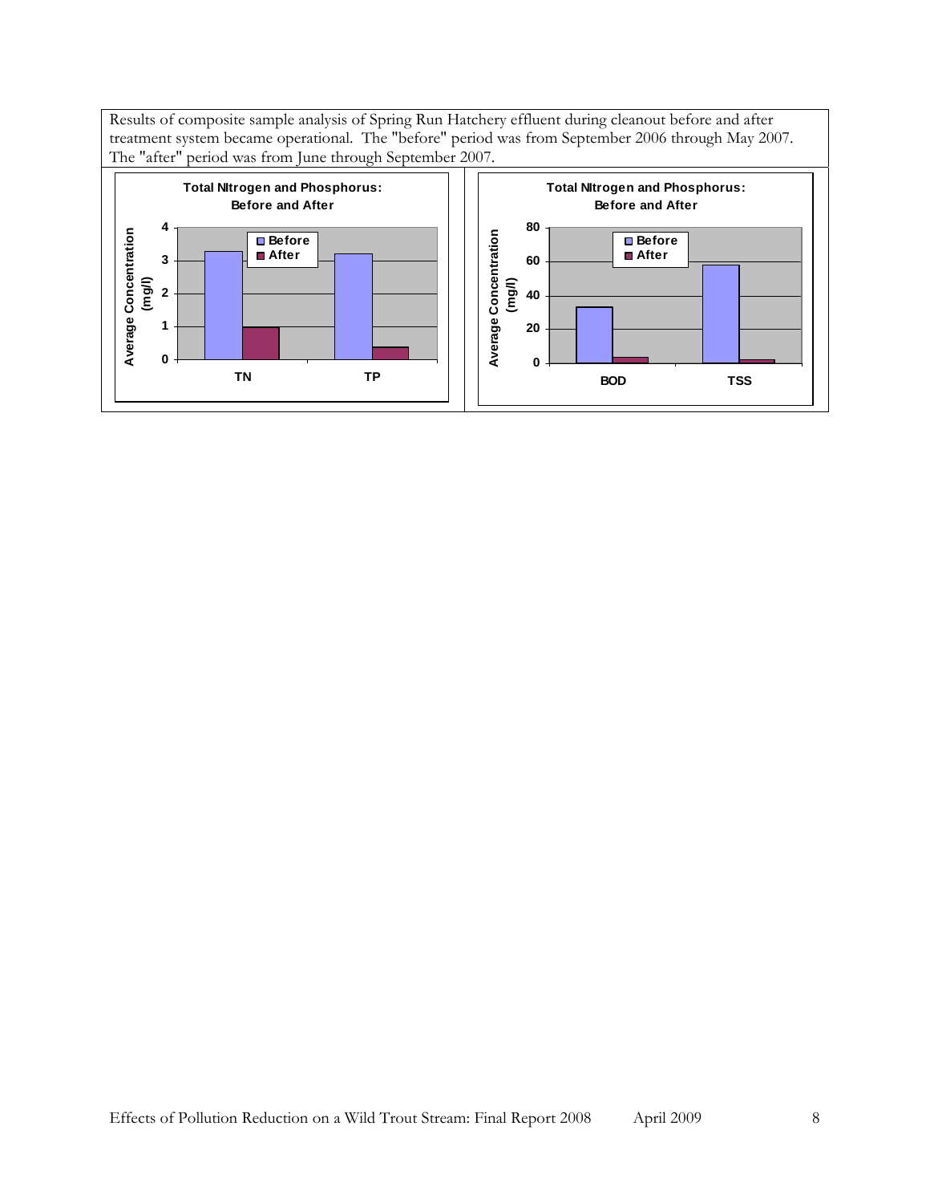Results of composite sample analysis of Spring Run Hatchery effluent during cleanout before and after treatment system became operational. The "before" period was from September 2006 through May 2007. The "after" period was from June through September 2007.

**Total NItrogen and Phosphorus: Before and After**

Average Concentration (mg/l)

Before / After

TN, TP

**Total NItrogen and Phosphorus: Before and After**

Average Concentration (mg/l)

Before / After

BOD, TSS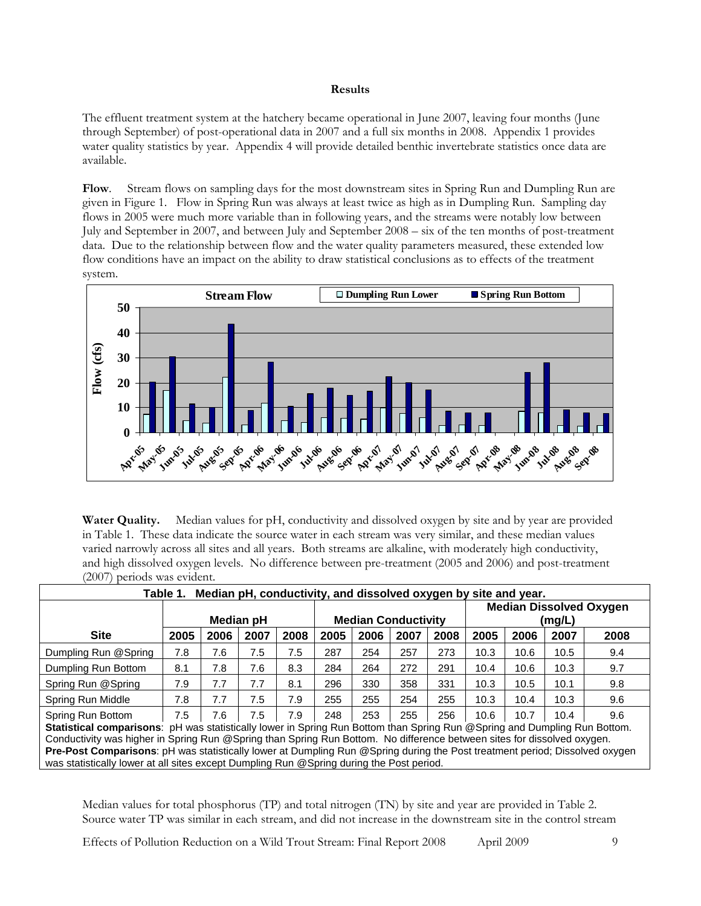**Results**

The effluent treatment system at the hatchery became operational in June 2007, leaving four months (June through September) of post-operational data in 2007 and a full six months in 2008. Appendix 1 provides water quality statistics by year. Appendix 4 will provide detailed benthic invertebrate statistics once data are available.

**Flow**. Stream flows on sampling days for the most downstream sites in Spring Run and Dumpling Run are given in Figure 1. Flow in Spring Run was always at least twice as high as in Dumpling Run. Sampling day flows in 2005 were much more variable than in following years, and the streams were notably low between July and September in 2007, and between July and September 2008 – six of the ten months of post-treatment data. Due to the relationship between flow and the water quality parameters measured, these extended low flow conditions have an impact on the ability to draw statistical conclusions as to effects of the treatment system.

**Water Quality.** Median values for pH, conductivity and dissolved oxygen by site and by year are provided in Table 1. These data indicate the source water in each stream was very similar, and these median values varied narrowly across all sites and all years. Both streams are alkaline, with moderately high conductivity, and high dissolved oxygen levels. No difference between pre-treatment (2005 and 2006) and post-treatment (2007) periods was evident.

**Table 1. Median pH, conductivity, and dissolved oxygen by site and year.**

| | Median pH | | | | Median Conductivity | | | | Median Dissolved Oxygen (mg/L) | | | |
|---|---|---|---|---|---|---|---|---|---|---|---|---|
| **Site** | **2005** | **2006** | **2007** | **2008** | **2005** | **2006** | **2007** | **2008** | **2005** | **2006** | **2007** | **2008** |
| Dumpling Run @Spring | 7.8 | 7.6 | 7.5 | 7.5 | 287 | 254 | 257 | 273 | 10.3 | 10.6 | 10.5 | 9.4 |
| Dumpling Run Bottom | 8.1 | 7.8 | 7.6 | 8.3 | 284 | 264 | 272 | 291 | 10.4 | 10.6 | 10.3 | 9.7 |
| Spring Run @Spring | 7.9 | 7.7 | 7.7 | 8.1 | 296 | 330 | 358 | 331 | 10.3 | 10.5 | 10.1 | 9.8 |
| Spring Run Middle | 7.8 | 7.7 | 7.5 | 7.9 | 255 | 255 | 254 | 255 | 10.3 | 10.4 | 10.3 | 9.6 |
| Spring Run Bottom | 7.5 | 7.6 | 7.5 | 7.9 | 248 | 253 | 255 | 256 | 10.6 | 10.7 | 10.4 | 9.6 |

**Statistical comparisons**: pH was statistically lower in Spring Run Bottom than Spring Run @Spring and Dumpling Run Bottom. Conductivity was higher in Spring Run @Spring than Spring Run Bottom. No difference between sites for dissolved oxygen.
**Pre-Post Comparisons**: pH was statistically lower at Dumpling Run @Spring during the Post treatment period; Dissolved oxygen was statistically lower at all sites except Dumpling Run @Spring during the Post period.

Median values for total phosphorus (TP) and total nitrogen (TN) by site and year are provided in Table 2. Source water TP was similar in each stream, and did not increase in the downstream site in the control stream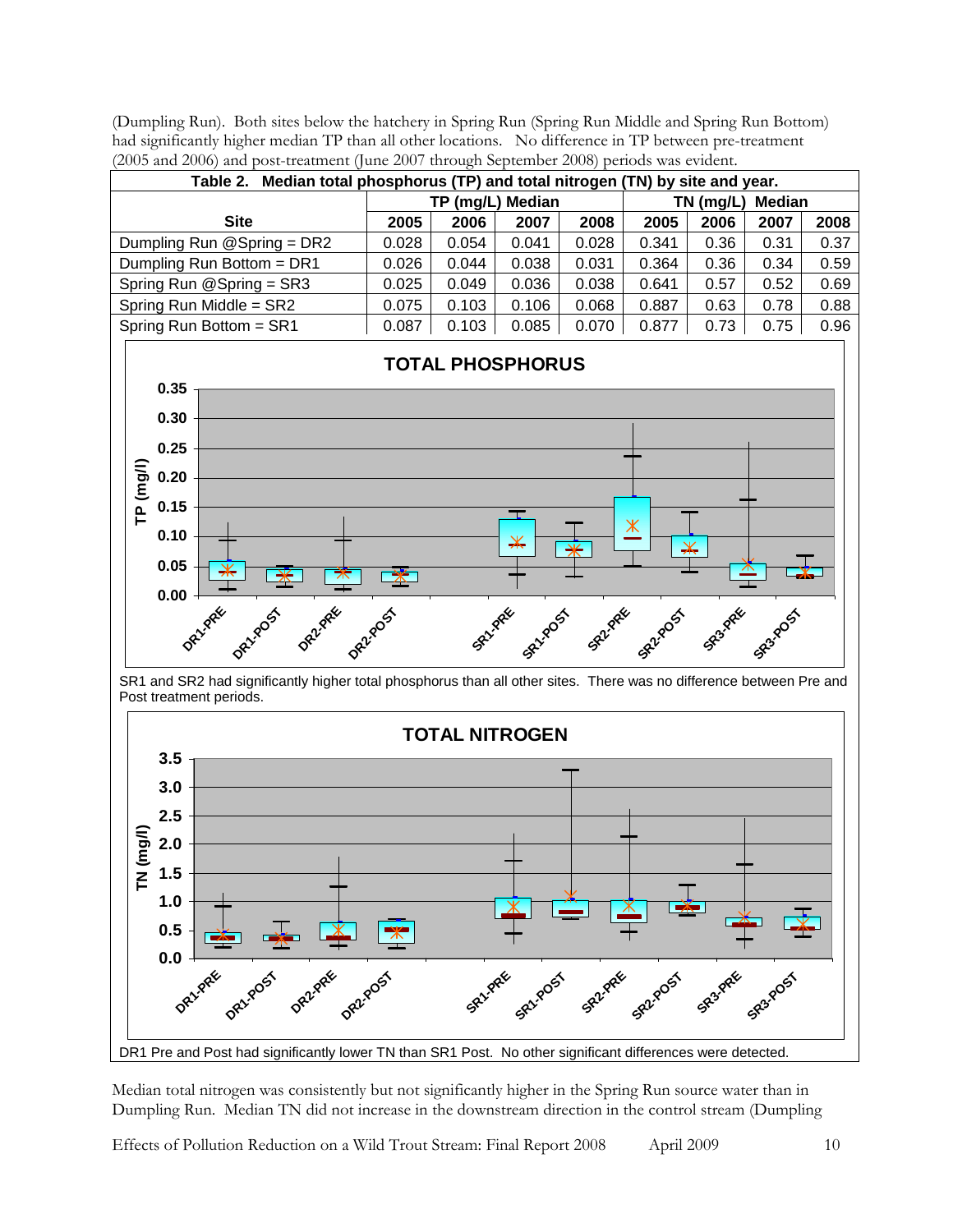(Dumpling Run). Both sites below the hatchery in Spring Run (Spring Run Middle and Spring Run Bottom) had significantly higher median TP than all other locations. No difference in TP between pre-treatment (2005 and 2006) and post-treatment (June 2007 through September 2008) periods was evident.

**Table 2. Median total phosphorus (TP) and total nitrogen (TN) by site and year.**

| Site | TP (mg/L) Median | | | | TN (mg/L) Median | | | |
|---|---|---|---|---|---|---|---|---|
| | 2005 | 2006 | 2007 | 2008 | 2005 | 2006 | 2007 | 2008 |
| Dumpling Run @Spring = DR2 | 0.028 | 0.054 | 0.041 | 0.028 | 0.341 | 0.36 | 0.31 | 0.37 |
| Dumpling Run Bottom = DR1 | 0.026 | 0.044 | 0.038 | 0.031 | 0.364 | 0.36 | 0.34 | 0.59 |
| Spring Run @Spring = SR3 | 0.025 | 0.049 | 0.036 | 0.038 | 0.641 | 0.57 | 0.52 | 0.69 |
| Spring Run Middle = SR2 | 0.075 | 0.103 | 0.106 | 0.068 | 0.887 | 0.63 | 0.78 | 0.88 |
| Spring Run Bottom = SR1 | 0.087 | 0.103 | 0.085 | 0.070 | 0.877 | 0.73 | 0.75 | 0.96 |

SR1 and SR2 had significantly higher total phosphorus than all other sites. There was no difference between Pre and Post treatment periods.

DR1 Pre and Post had significantly lower TN than SR1 Post. No other significant differences were detected.

Median total nitrogen was consistently but not significantly higher in the Spring Run source water than in Dumpling Run. Median TN did not increase in the downstream direction in the control stream (Dumpling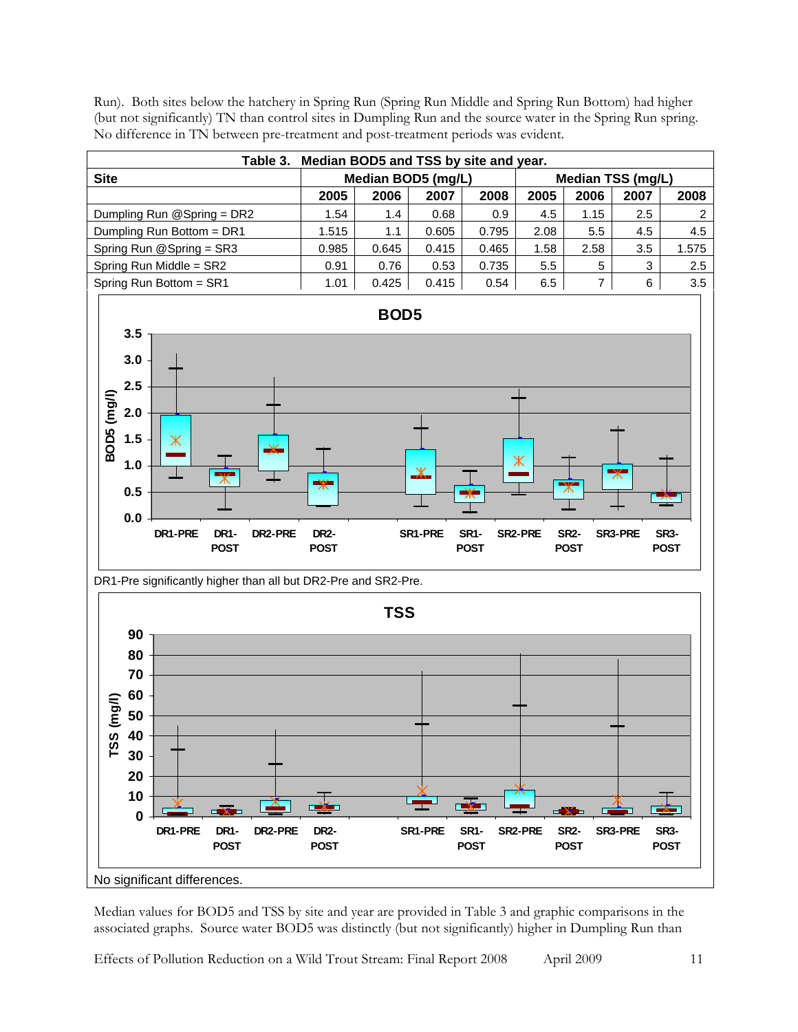Run). Both sites below the hatchery in Spring Run (Spring Run Middle and Spring Run Bottom) had higher (but not significantly) TN than control sites in Dumpling Run and the source water in the Spring Run spring. No difference in TN between pre-treatment and post-treatment periods was evident.

**Table 3. Median BOD5 and TSS by site and year.**

| Site | Median BOD5 (mg/L) | | | | Median TSS (mg/L) | | | |
|---|---|---|---|---|---|---|---|---|
| | 2005 | 2006 | 2007 | 2008 | 2005 | 2006 | 2007 | 2008 |
| Dumpling Run @Spring = DR2 | 1.54 | 1.4 | 0.68 | 0.9 | 4.5 | 1.15 | 2.5 | 2 |
| Dumpling Run Bottom = DR1 | 1.515 | 1.1 | 0.605 | 0.795 | 2.08 | 5.5 | 4.5 | 4.5 |
| Spring Run @Spring = SR3 | 0.985 | 0.645 | 0.415 | 0.465 | 1.58 | 2.58 | 3.5 | 1.575 |
| Spring Run Middle = SR2 | 0.91 | 0.76 | 0.53 | 0.735 | 5.5 | 5 | 3 | 2.5 |
| Spring Run Bottom = SR1 | 1.01 | 0.425 | 0.415 | 0.54 | 6.5 | 7 | 6 | 3.5 |

DR1-Pre significantly higher than all but DR2-Pre and SR2-Pre.

No significant differences.

Median values for BOD5 and TSS by site and year are provided in Table 3 and graphic comparisons in the associated graphs. Source water BOD5 was distinctly (but not significantly) higher in Dumpling Run than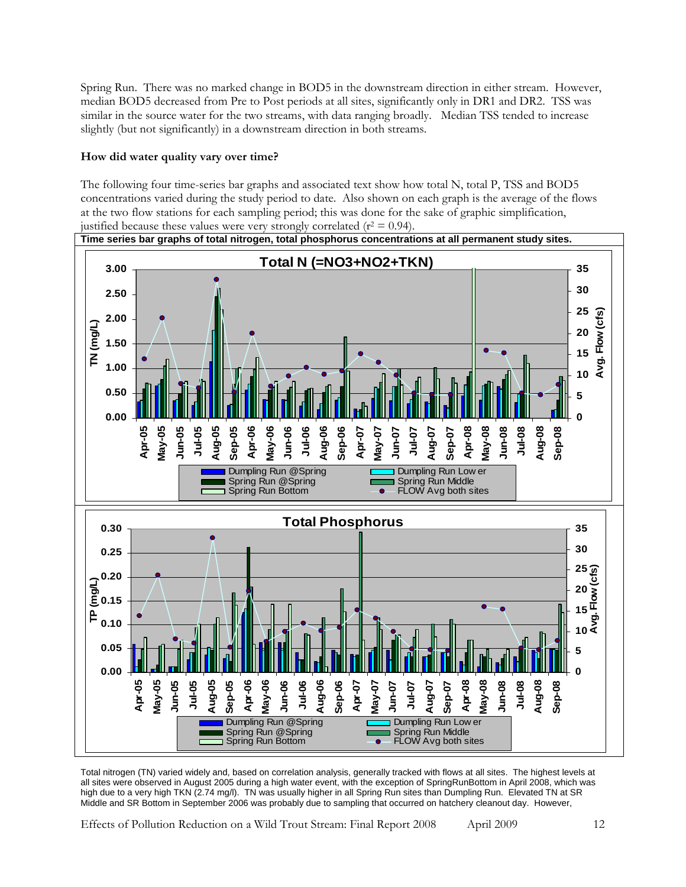Spring Run. There was no marked change in BOD5 in the downstream direction in either stream. However, median BOD5 decreased from Pre to Post periods at all sites, significantly only in DR1 and DR2. TSS was similar in the source water for the two streams, with data ranging broadly. Median TSS tended to increase slightly (but not significantly) in a downstream direction in both streams.

**How did water quality vary over time?**

The following four time-series bar graphs and associated text show how total N, total P, TSS and BOD5 concentrations varied during the study period to date. Also shown on each graph is the average of the flows at the two flow stations for each sampling period; this was done for the sake of graphic simplification, justified because these values were very strongly correlated ($r^2 = 0.94$).

**Time series bar graphs of total nitrogen, total phosphorus concentrations at all permanent study sites.**

Total nitrogen (TN) varied widely and, based on correlation analysis, generally tracked with flows at all sites. The highest levels at all sites were observed in August 2005 during a high water event, with the exception of SpringRunBottom in April 2008, which was high due to a very high TKN (2.74 mg/l). TN was usually higher in all Spring Run sites than Dumpling Run. Elevated TN at SR Middle and SR Bottom in September 2006 was probably due to sampling that occurred on hatchery cleanout day. However,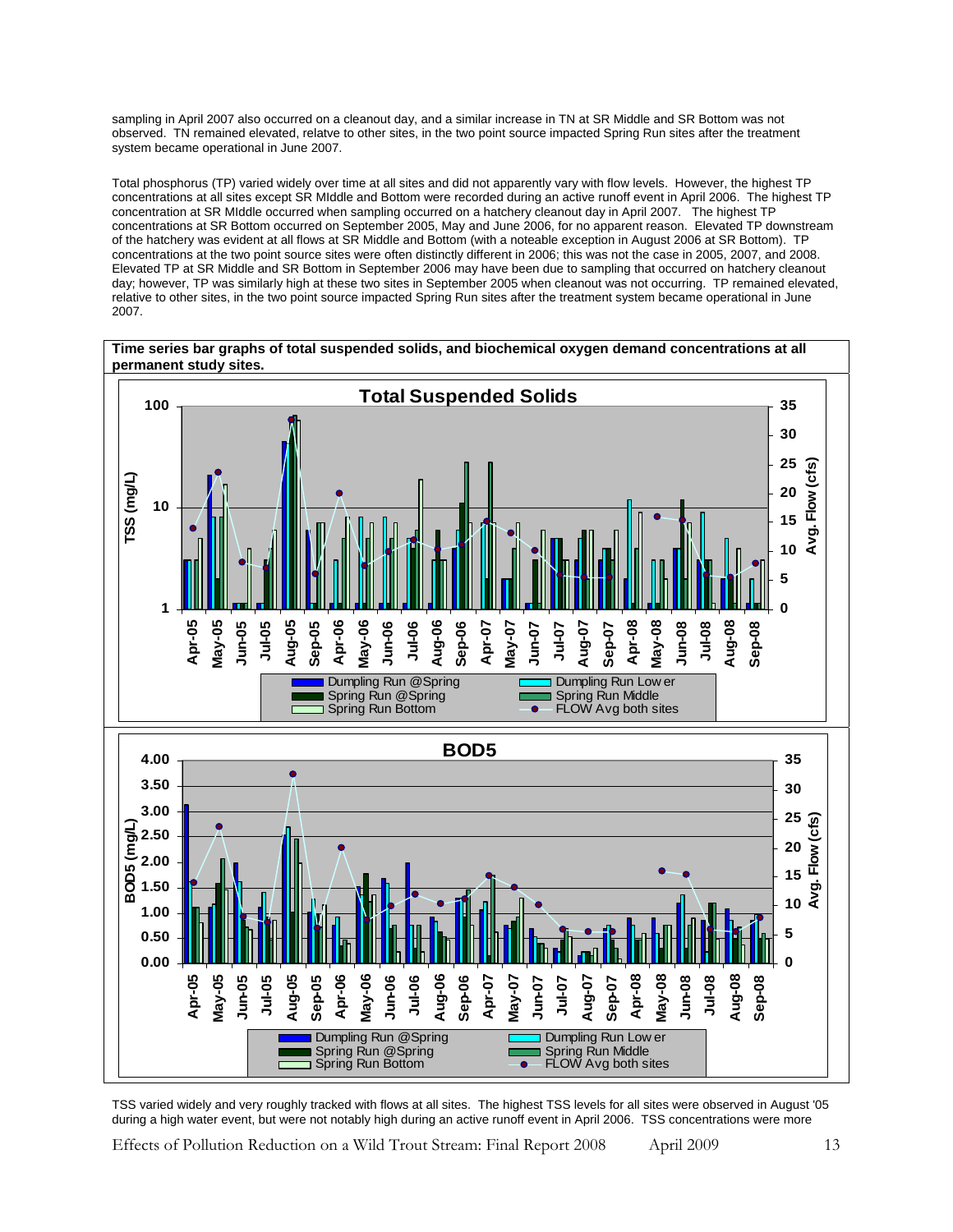sampling in April 2007 also occurred on a cleanout day, and a similar increase in TN at SR Middle and SR Bottom was not observed. TN remained elevated, relatve to other sites, in the two point source impacted Spring Run sites after the treatment system became operational in June 2007.

Total phosphorus (TP) varied widely over time at all sites and did not apparently vary with flow levels. However, the highest TP concentrations at all sites except SR MIddle and Bottom were recorded during an active runoff event in April 2006. The highest TP concentration at SR MIddle occurred when sampling occurred on a hatchery cleanout day in April 2007. The highest TP concentrations at SR Bottom occurred on September 2005, May and June 2006, for no apparent reason. Elevated TP downstream of the hatchery was evident at all flows at SR Middle and Bottom (with a noteable exception in August 2006 at SR Bottom). TP concentrations at the two point source sites were often distinctly different in 2006; this was not the case in 2005, 2007, and 2008. Elevated TP at SR Middle and SR Bottom in September 2006 may have been due to sampling that occurred on hatchery cleanout day; however, TP was similarly high at these two sites in September 2005 when cleanout was not occurring. TP remained elevated, relative to other sites, in the two point source impacted Spring Run sites after the treatment system became operational in June 2007.

**Time series bar graphs of total suspended solids, and biochemical oxygen demand concentrations at all permanent study sites.**

TSS varied widely and very roughly tracked with flows at all sites. The highest TSS levels for all sites were observed in August '05 during a high water event, but were not notably high during an active runoff event in April 2006. TSS concentrations were more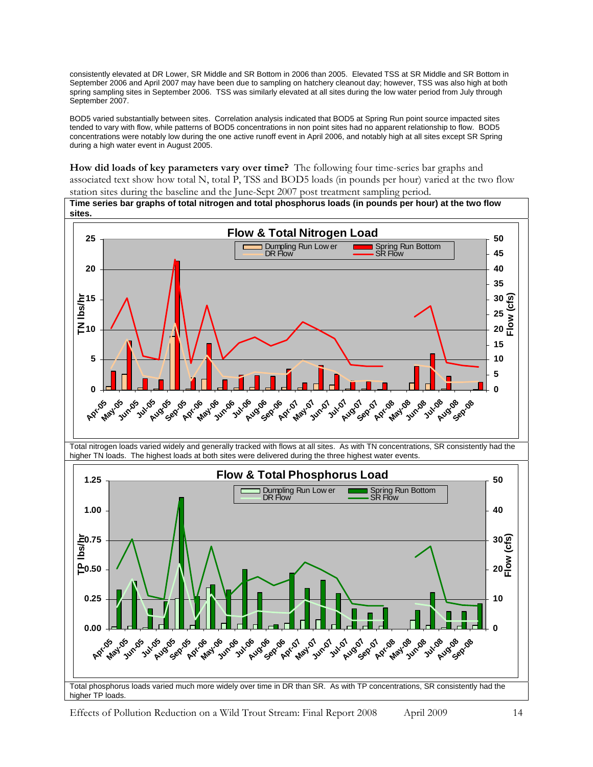consistently elevated at DR Lower, SR Middle and SR Bottom in 2006 than 2005. Elevated TSS at SR Middle and SR Bottom in September 2006 and April 2007 may have been due to sampling on hatchery cleanout day; however, TSS was also high at both spring sampling sites in September 2006. TSS was similarly elevated at all sites during the low water period from July through September 2007.

BOD5 varied substantially between sites. Correlation analysis indicated that BOD5 at Spring Run point source impacted sites tended to vary with flow, while patterns of BOD5 concentrations in non point sites had no apparent relationship to flow. BOD5 concentrations were notably low during the one active runoff event in April 2006, and notably high at all sites except SR Spring during a high water event in August 2005.

**How did loads of key parameters vary over time?** The following four time-series bar graphs and associated text show how total N, total P, TSS and BOD5 loads (in pounds per hour) varied at the two flow station sites during the baseline and the June-Sept 2007 post treatment sampling period.

**Time series bar graphs of total nitrogen and total phosphorus loads (in pounds per hour) at the two flow sites.**

Total nitrogen loads varied widely and generally tracked with flows at all sites. As with TN concentrations, SR consistently had the higher TN loads. The highest loads at both sites were delivered during the three highest water events.

Total phosphorus loads varied much more widely over time in DR than SR. As with TP concentrations, SR consistently had the higher TP loads.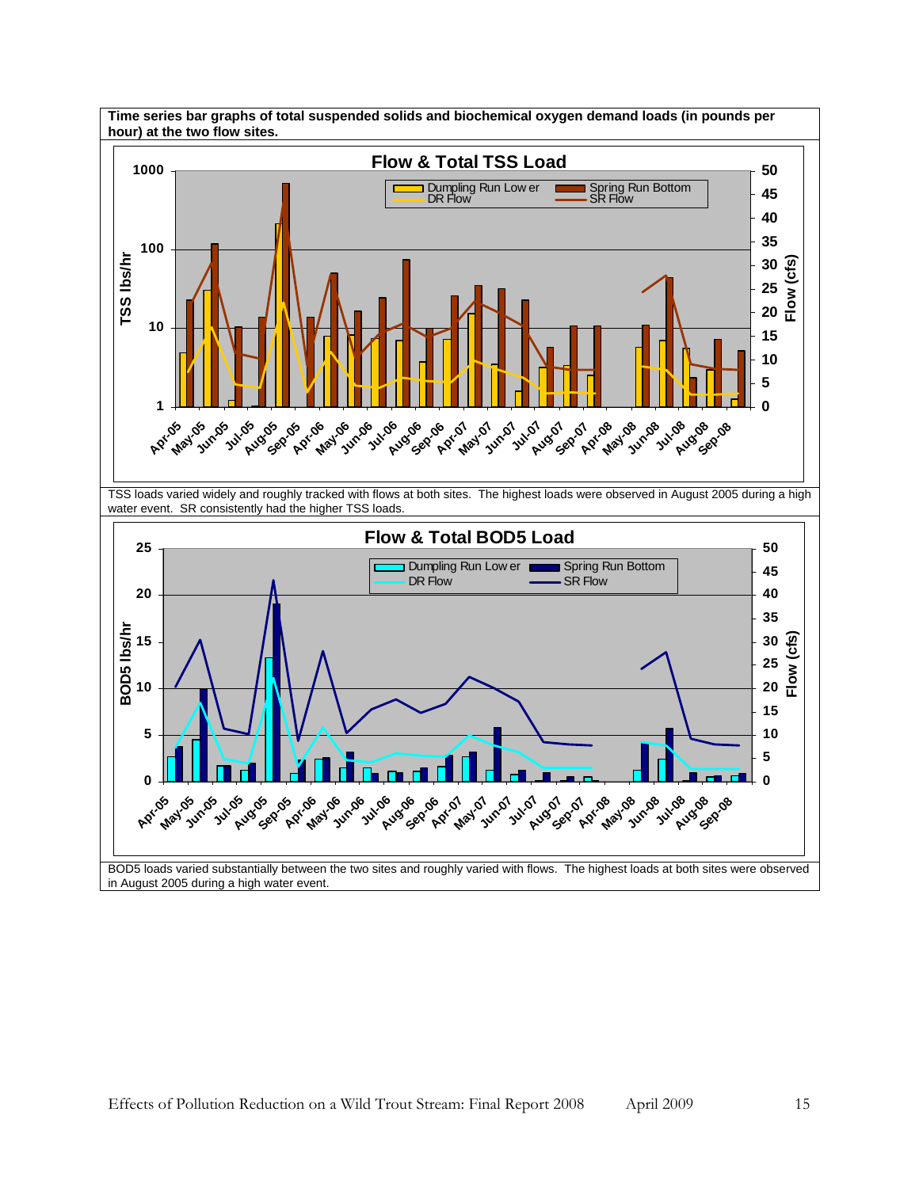**Time series bar graphs of total suspended solids and biochemical oxygen demand loads (in pounds per hour) at the two flow sites.**

TSS loads varied widely and roughly tracked with flows at both sites. The highest loads were observed in August 2005 during a high water event. SR consistently had the higher TSS loads.

BOD5 loads varied substantially between the two sites and roughly varied with flows. The highest loads at both sites were observed in August 2005 during a high water event.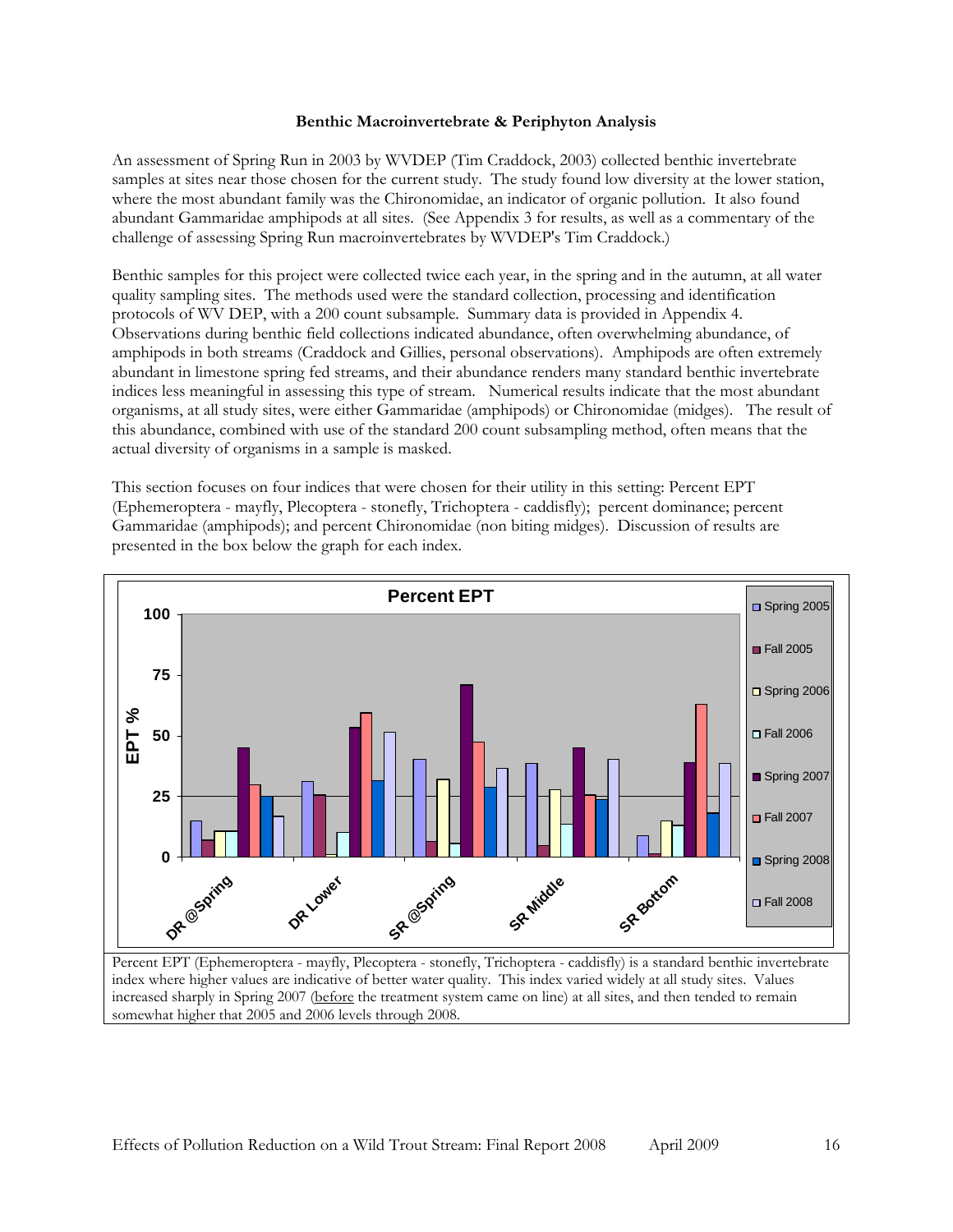**Benthic Macroinvertebrate & Periphyton Analysis**

An assessment of Spring Run in 2003 by WVDEP (Tim Craddock, 2003) collected benthic invertebrate samples at sites near those chosen for the current study. The study found low diversity at the lower station, where the most abundant family was the Chironomidae, an indicator of organic pollution. It also found abundant Gammaridae amphipods at all sites. (See Appendix 3 for results, as well as a commentary of the challenge of assessing Spring Run macroinvertebrates by WVDEP's Tim Craddock.)

Benthic samples for this project were collected twice each year, in the spring and in the autumn, at all water quality sampling sites. The methods used were the standard collection, processing and identification protocols of WV DEP, with a 200 count subsample. Summary data is provided in Appendix 4. Observations during benthic field collections indicated abundance, often overwhelming abundance, of amphipods in both streams (Craddock and Gillies, personal observations). Amphipods are often extremely abundant in limestone spring fed streams, and their abundance renders many standard benthic invertebrate indices less meaningful in assessing this type of stream. Numerical results indicate that the most abundant organisms, at all study sites, were either Gammaridae (amphipods) or Chironomidae (midges). The result of this abundance, combined with use of the standard 200 count subsampling method, often means that the actual diversity of organisms in a sample is masked.

This section focuses on four indices that were chosen for their utility in this setting: Percent EPT (Ephemeroptera - mayfly, Plecoptera - stonefly, Trichoptera - caddisfly); percent dominance; percent Gammaridae (amphipods); and percent Chironomidae (non biting midges). Discussion of results are presented in the box below the graph for each index.

**Percent EPT**

Percent EPT (Ephemeroptera - mayfly, Plecoptera - stonefly, Trichoptera - caddisfly) is a standard benthic invertebrate index where higher values are indicative of better water quality. This index varied widely at all study sites. Values increased sharply in Spring 2007 (before the treatment system came on line) at all sites, and then tended to remain somewhat higher that 2005 and 2006 levels through 2008.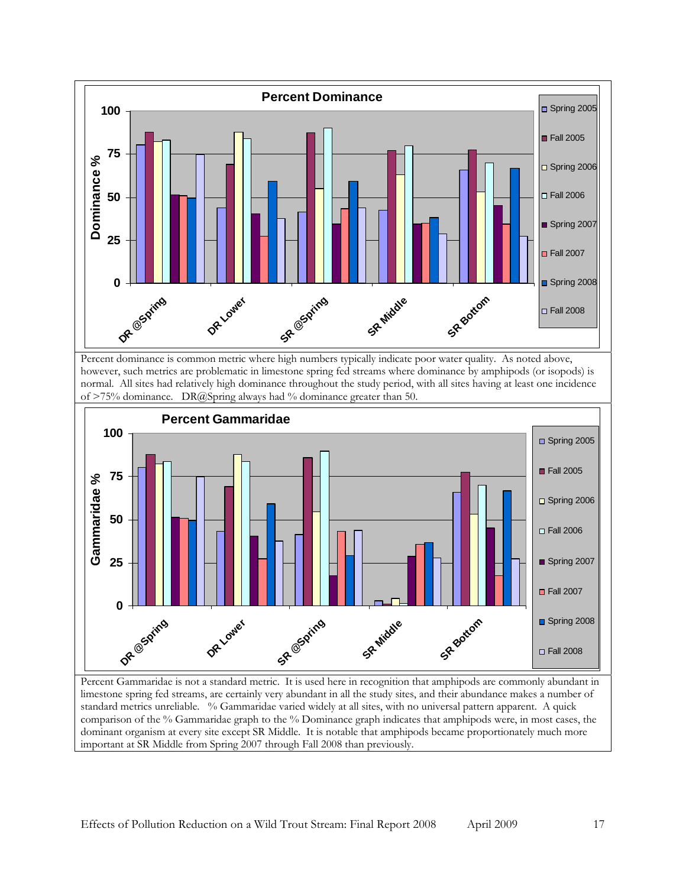Percent dominance is common metric where high numbers typically indicate poor water quality. As noted above, however, such metrics are problematic in limestone spring fed streams where dominance by amphipods (or isopods) is normal. All sites had relatively high dominance throughout the study period, with all sites having at least one incidence of >75% dominance. DR@Spring always had % dominance greater than 50.

Percent Gammaridae is not a standard metric. It is used here in recognition that amphipods are commonly abundant in limestone spring fed streams, are certainly very abundant in all the study sites, and their abundance makes a number of standard metrics unreliable. % Gammaridae varied widely at all sites, with no universal pattern apparent. A quick comparison of the % Gammaridae graph to the % Dominance graph indicates that amphipods were, in most cases, the dominant organism at every site except SR Middle. It is notable that amphipods became proportionately much more important at SR Middle from Spring 2007 through Fall 2008 than previously.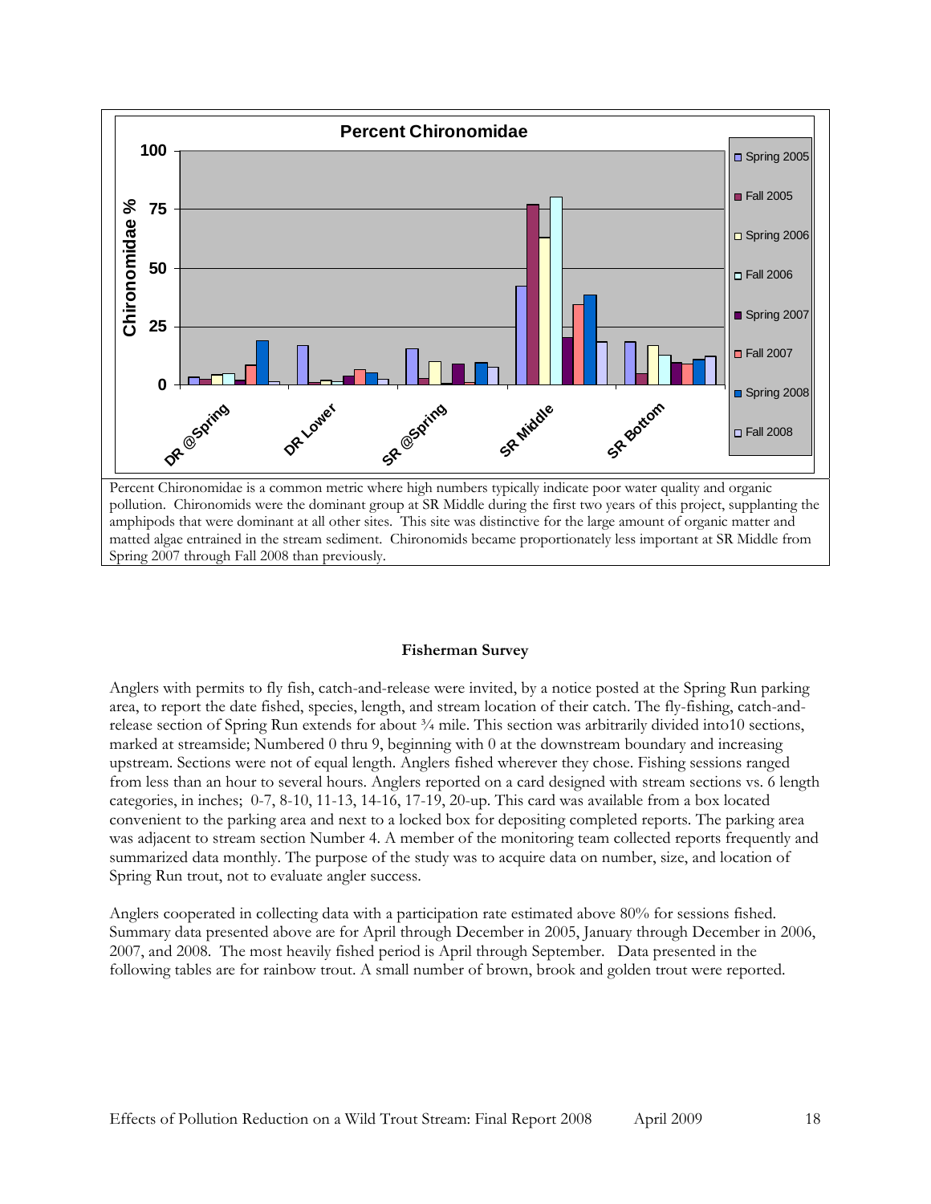Percent Chironomidae is a common metric where high numbers typically indicate poor water quality and organic pollution. Chironomids were the dominant group at SR Middle during the first two years of this project, supplanting the amphipods that were dominant at all other sites. This site was distinctive for the large amount of organic matter and matted algae entrained in the stream sediment. Chironomids became proportionately less important at SR Middle from Spring 2007 through Fall 2008 than previously.

### Fisherman Survey

Anglers with permits to fly fish, catch-and-release were invited, by a notice posted at the Spring Run parking area, to report the date fished, species, length, and stream location of their catch. The fly-fishing, catch-and-release section of Spring Run extends for about ¾ mile. This section was arbitrarily divided into10 sections, marked at streamside; Numbered 0 thru 9, beginning with 0 at the downstream boundary and increasing upstream. Sections were not of equal length. Anglers fished wherever they chose. Fishing sessions ranged from less than an hour to several hours. Anglers reported on a card designed with stream sections vs. 6 length categories, in inches; 0-7, 8-10, 11-13, 14-16, 17-19, 20-up. This card was available from a box located convenient to the parking area and next to a locked box for depositing completed reports. The parking area was adjacent to stream section Number 4. A member of the monitoring team collected reports frequently and summarized data monthly. The purpose of the study was to acquire data on number, size, and location of Spring Run trout, not to evaluate angler success.

Anglers cooperated in collecting data with a participation rate estimated above 80% for sessions fished. Summary data presented above are for April through December in 2005, January through December in 2006, 2007, and 2008. The most heavily fished period is April through September. Data presented in the following tables are for rainbow trout. A small number of brown, brook and golden trout were reported.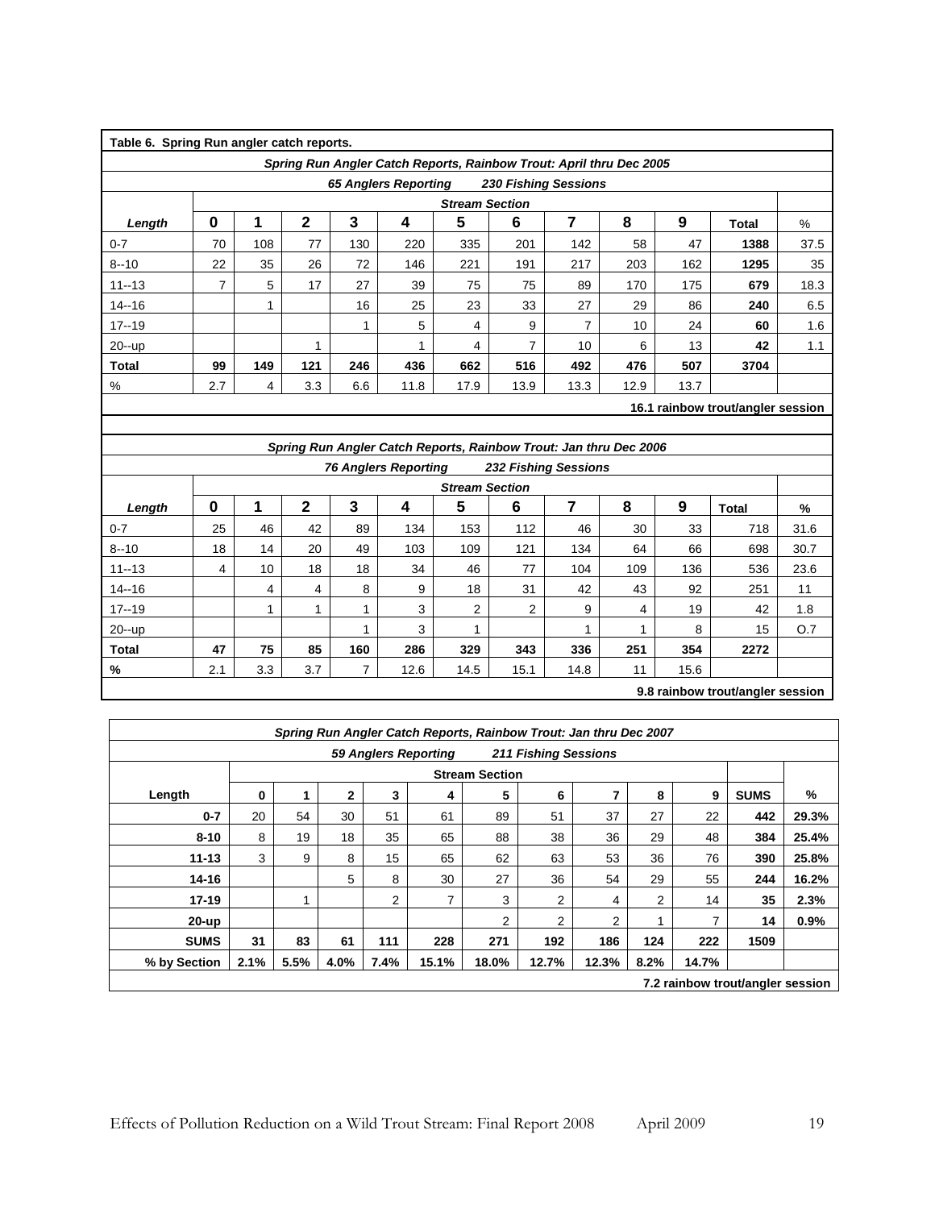**Table 6. Spring Run angler catch reports.**

*Spring Run Angler Catch Reports, Rainbow Trout: April thru Dec 2005*

*65 Anglers Reporting* *230 Fishing Sessions*

| | Stream Section | | | | | | | | | | | |
|---|---|---|---|---|---|---|---|---|---|---|---|---|
| **Length** | **0** | **1** | **2** | **3** | **4** | **5** | **6** | **7** | **8** | **9** | **Total** | % |
| 0-7 | 70 | 108 | 77 | 130 | 220 | 335 | 201 | 142 | 58 | 47 | **1388** | 37.5 |
| 8--10 | 22 | 35 | 26 | 72 | 146 | 221 | 191 | 217 | 203 | 162 | **1295** | 35 |
| 11--13 | 7 | 5 | 17 | 27 | 39 | 75 | 75 | 89 | 170 | 175 | **679** | 18.3 |
| 14--16 | | 1 | | 16 | 25 | 23 | 33 | 27 | 29 | 86 | **240** | 6.5 |
| 17--19 | | | | 1 | 5 | 4 | 9 | 7 | 10 | 24 | **60** | 1.6 |
| 20--up | | | 1 | | 1 | 4 | 7 | 10 | 6 | 13 | **42** | 1.1 |
| **Total** | **99** | **149** | **121** | **246** | **436** | **662** | **516** | **492** | **476** | **507** | **3704** | |
| % | 2.7 | 4 | 3.3 | 6.6 | 11.8 | 17.9 | 13.9 | 13.3 | 12.9 | 13.7 | | |

**16.1 rainbow trout/angler session**

*Spring Run Angler Catch Reports, Rainbow Trout: Jan thru Dec 2006*

*76 Anglers Reporting* *232 Fishing Sessions*

| | Stream Section | | | | | | | | | | | |
|---|---|---|---|---|---|---|---|---|---|---|---|---|
| **Length** | **0** | **1** | **2** | **3** | **4** | **5** | **6** | **7** | **8** | **9** | **Total** | **%** |
| 0-7 | 25 | 46 | 42 | 89 | 134 | 153 | 112 | 46 | 30 | 33 | 718 | 31.6 |
| 8--10 | 18 | 14 | 20 | 49 | 103 | 109 | 121 | 134 | 64 | 66 | 698 | 30.7 |
| 11--13 | 4 | 10 | 18 | 18 | 34 | 46 | 77 | 104 | 109 | 136 | 536 | 23.6 |
| 14--16 | | 4 | 4 | 8 | 9 | 18 | 31 | 42 | 43 | 92 | 251 | 11 |
| 17--19 | | 1 | 1 | 1 | 3 | 2 | 2 | 9 | 4 | 19 | 42 | 1.8 |
| 20--up | | | | 1 | 3 | 1 | | 1 | 1 | 8 | 15 | O.7 |
| **Total** | **47** | **75** | **85** | **160** | **286** | **329** | **343** | **336** | **251** | **354** | **2272** | |
| **%** | 2.1 | 3.3 | 3.7 | 7 | 12.6 | 14.5 | 15.1 | 14.8 | 11 | 15.6 | | |

**9.8 rainbow trout/angler session**

*Spring Run Angler Catch Reports, Rainbow Trout: Jan thru Dec 2007*

*59 Anglers Reporting* *211 Fishing Sessions*

| | Stream Section | | | | | | | | | | | |
|---|---|---|---|---|---|---|---|---|---|---|---|---|
| **Length** | **0** | **1** | **2** | **3** | **4** | **5** | **6** | **7** | **8** | **9** | **SUMS** | **%** |
| **0-7** | 20 | 54 | 30 | 51 | 61 | 89 | 51 | 37 | 27 | 22 | **442** | **29.3%** |
| **8-10** | 8 | 19 | 18 | 35 | 65 | 88 | 38 | 36 | 29 | 48 | **384** | **25.4%** |
| **11-13** | 3 | 9 | 8 | 15 | 65 | 62 | 63 | 53 | 36 | 76 | **390** | **25.8%** |
| **14-16** | | | 5 | 8 | 30 | 27 | 36 | 54 | 29 | 55 | **244** | **16.2%** |
| **17-19** | | 1 | | 2 | 7 | 3 | 2 | 4 | 2 | 14 | **35** | **2.3%** |
| **20-up** | | | | | | 2 | 2 | 2 | 1 | 7 | **14** | **0.9%** |
| **SUMS** | **31** | **83** | **61** | **111** | **228** | **271** | **192** | **186** | **124** | **222** | **1509** | |
| **% by Section** | **2.1%** | **5.5%** | **4.0%** | **7.4%** | **15.1%** | **18.0%** | **12.7%** | **12.3%** | **8.2%** | **14.7%** | | |

**7.2 rainbow trout/angler session**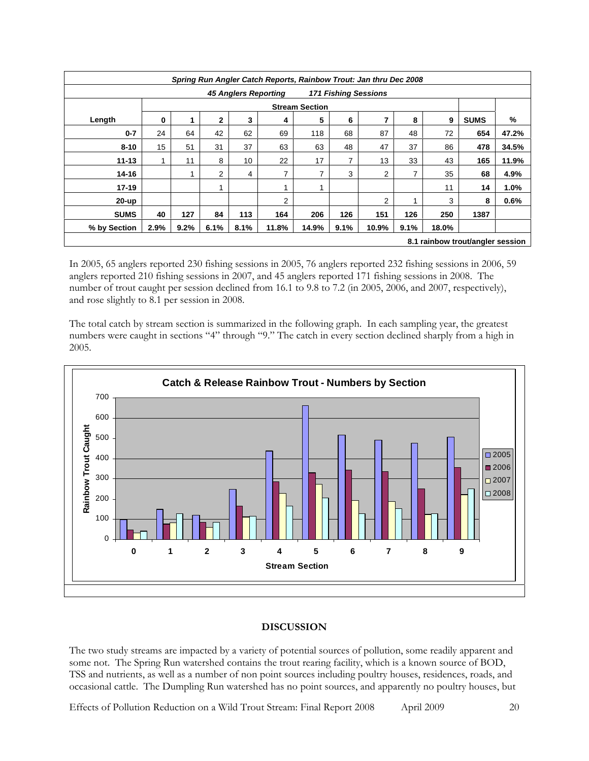| *Spring Run Angler Catch Reports, Rainbow Trout: Jan thru Dec 2008* | | | | | | | | | | | | |
|---|---|---|---|---|---|---|---|---|---|---|---|---|
| | | | | *45 Anglers Reporting* | | *171 Fishing Sessions* | | | | | | |
| | **Stream Section** | | | | | | | | | | | |
| **Length** | **0** | **1** | **2** | **3** | **4** | **5** | **6** | **7** | **8** | **9** | **SUMS** | **%** |
| **0-7** | 24 | 64 | 42 | 62 | 69 | 118 | 68 | 87 | 48 | 72 | **654** | **47.2%** |
| **8-10** | 15 | 51 | 31 | 37 | 63 | 63 | 48 | 47 | 37 | 86 | **478** | **34.5%** |
| **11-13** | 1 | 11 | 8 | 10 | 22 | 17 | 7 | 13 | 33 | 43 | **165** | **11.9%** |
| **14-16** | | 1 | 2 | 4 | 7 | 7 | 3 | 2 | 7 | 35 | **68** | **4.9%** |
| **17-19** | | | 1 | | 1 | 1 | | | | 11 | **14** | **1.0%** |
| **20-up** | | | | | 2 | | | 2 | 1 | 3 | **8** | **0.6%** |
| **SUMS** | **40** | **127** | **84** | **113** | **164** | **206** | **126** | **151** | **126** | **250** | **1387** | |
| **% by Section** | **2.9%** | **9.2%** | **6.1%** | **8.1%** | **11.8%** | **14.9%** | **9.1%** | **10.9%** | **9.1%** | **18.0%** | | |
| | | | | | | | | | | **8.1 rainbow trout/angler session** | | |

In 2005, 65 anglers reported 230 fishing sessions in 2005, 76 anglers reported 232 fishing sessions in 2006, 59 anglers reported 210 fishing sessions in 2007, and 45 anglers reported 171 fishing sessions in 2008. The number of trout caught per session declined from 16.1 to 9.8 to 7.2 (in 2005, 2006, and 2007, respectively), and rose slightly to 8.1 per session in 2008.

The total catch by stream section is summarized in the following graph. In each sampling year, the greatest numbers were caught in sections "4" through "9." The catch in every section declined sharply from a high in 2005.

**Catch & Release Rainbow Trout - Numbers by Section**

## DISCUSSION

The two study streams are impacted by a variety of potential sources of pollution, some readily apparent and some not. The Spring Run watershed contains the trout rearing facility, which is a known source of BOD, TSS and nutrients, as well as a number of non point sources including poultry houses, residences, roads, and occasional cattle. The Dumpling Run watershed has no point sources, and apparently no poultry houses, but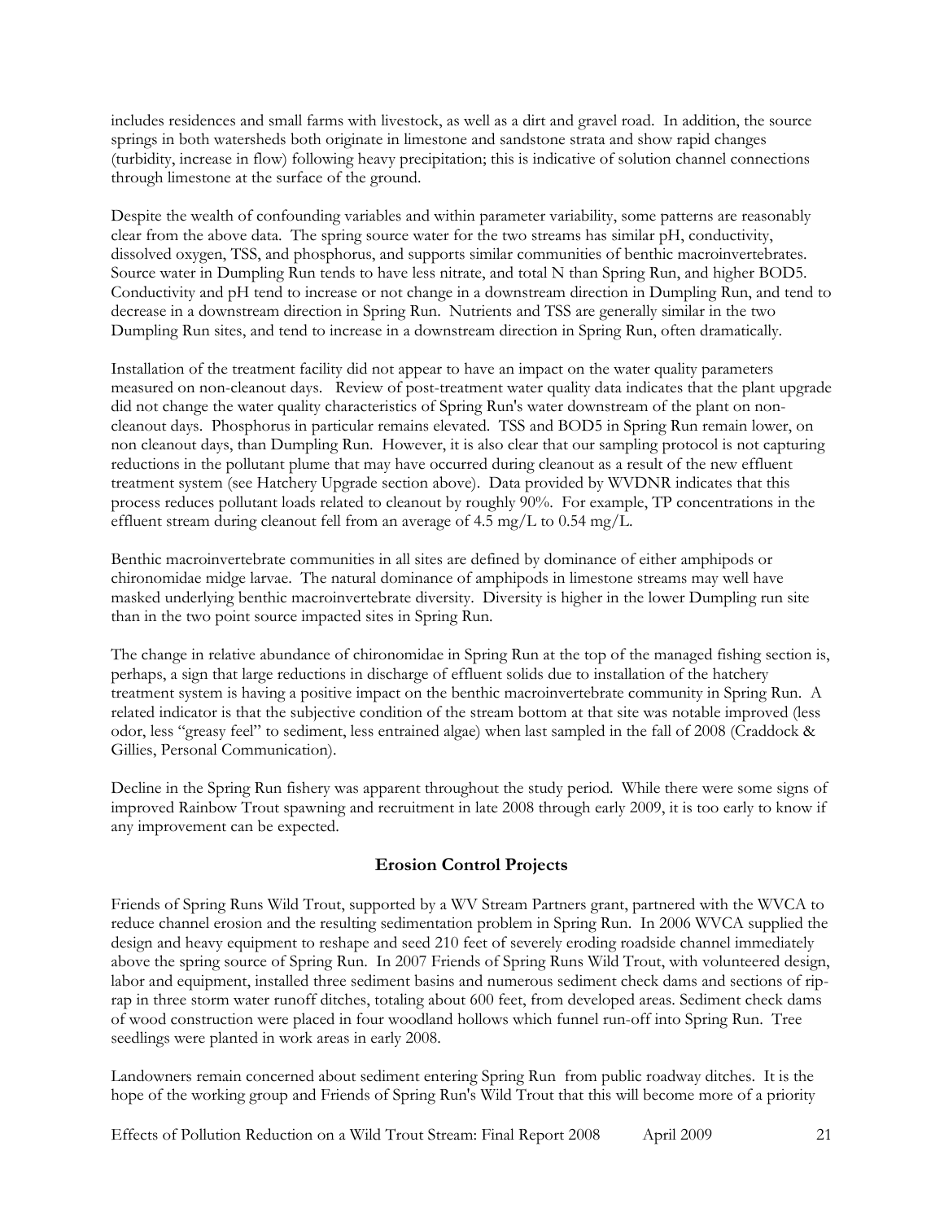includes residences and small farms with livestock, as well as a dirt and gravel road. In addition, the source springs in both watersheds both originate in limestone and sandstone strata and show rapid changes (turbidity, increase in flow) following heavy precipitation; this is indicative of solution channel connections through limestone at the surface of the ground.

Despite the wealth of confounding variables and within parameter variability, some patterns are reasonably clear from the above data. The spring source water for the two streams has similar pH, conductivity, dissolved oxygen, TSS, and phosphorus, and supports similar communities of benthic macroinvertebrates. Source water in Dumpling Run tends to have less nitrate, and total N than Spring Run, and higher BOD5. Conductivity and pH tend to increase or not change in a downstream direction in Dumpling Run, and tend to decrease in a downstream direction in Spring Run. Nutrients and TSS are generally similar in the two Dumpling Run sites, and tend to increase in a downstream direction in Spring Run, often dramatically.

Installation of the treatment facility did not appear to have an impact on the water quality parameters measured on non-cleanout days. Review of post-treatment water quality data indicates that the plant upgrade did not change the water quality characteristics of Spring Run's water downstream of the plant on non-cleanout days. Phosphorus in particular remains elevated. TSS and BOD5 in Spring Run remain lower, on non cleanout days, than Dumpling Run. However, it is also clear that our sampling protocol is not capturing reductions in the pollutant plume that may have occurred during cleanout as a result of the new effluent treatment system (see Hatchery Upgrade section above). Data provided by WVDNR indicates that this process reduces pollutant loads related to cleanout by roughly 90%. For example, TP concentrations in the effluent stream during cleanout fell from an average of 4.5 mg/L to 0.54 mg/L.

Benthic macroinvertebrate communities in all sites are defined by dominance of either amphipods or chironomidae midge larvae. The natural dominance of amphipods in limestone streams may well have masked underlying benthic macroinvertebrate diversity. Diversity is higher in the lower Dumpling run site than in the two point source impacted sites in Spring Run.

The change in relative abundance of chironomidae in Spring Run at the top of the managed fishing section is, perhaps, a sign that large reductions in discharge of effluent solids due to installation of the hatchery treatment system is having a positive impact on the benthic macroinvertebrate community in Spring Run. A related indicator is that the subjective condition of the stream bottom at that site was notable improved (less odor, less "greasy feel" to sediment, less entrained algae) when last sampled in the fall of 2008 (Craddock & Gillies, Personal Communication).

Decline in the Spring Run fishery was apparent throughout the study period. While there were some signs of improved Rainbow Trout spawning and recruitment in late 2008 through early 2009, it is too early to know if any improvement can be expected.

## Erosion Control Projects

Friends of Spring Runs Wild Trout, supported by a WV Stream Partners grant, partnered with the WVCA to reduce channel erosion and the resulting sedimentation problem in Spring Run. In 2006 WVCA supplied the design and heavy equipment to reshape and seed 210 feet of severely eroding roadside channel immediately above the spring source of Spring Run. In 2007 Friends of Spring Runs Wild Trout, with volunteered design, labor and equipment, installed three sediment basins and numerous sediment check dams and sections of rip-rap in three storm water runoff ditches, totaling about 600 feet, from developed areas. Sediment check dams of wood construction were placed in four woodland hollows which funnel run-off into Spring Run. Tree seedlings were planted in work areas in early 2008.

Landowners remain concerned about sediment entering Spring Run from public roadway ditches. It is the hope of the working group and Friends of Spring Run's Wild Trout that this will become more of a priority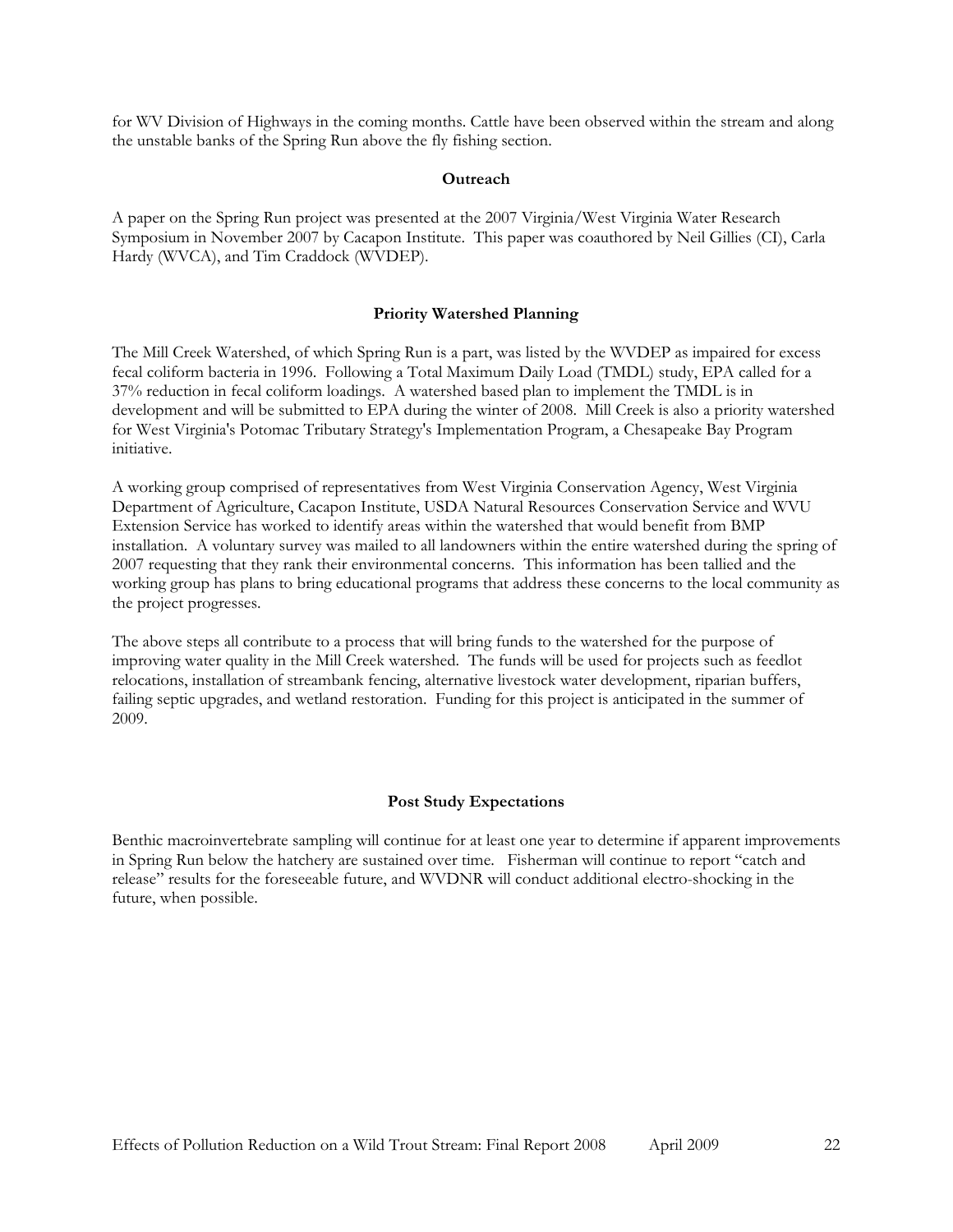for WV Division of Highways in the coming months. Cattle have been observed within the stream and along the unstable banks of the Spring Run above the fly fishing section.

## Outreach

A paper on the Spring Run project was presented at the 2007 Virginia/West Virginia Water Research Symposium in November 2007 by Cacapon Institute. This paper was coauthored by Neil Gillies (CI), Carla Hardy (WVCA), and Tim Craddock (WVDEP).

## Priority Watershed Planning

The Mill Creek Watershed, of which Spring Run is a part, was listed by the WVDEP as impaired for excess fecal coliform bacteria in 1996. Following a Total Maximum Daily Load (TMDL) study, EPA called for a 37% reduction in fecal coliform loadings. A watershed based plan to implement the TMDL is in development and will be submitted to EPA during the winter of 2008. Mill Creek is also a priority watershed for West Virginia's Potomac Tributary Strategy's Implementation Program, a Chesapeake Bay Program initiative.

A working group comprised of representatives from West Virginia Conservation Agency, West Virginia Department of Agriculture, Cacapon Institute, USDA Natural Resources Conservation Service and WVU Extension Service has worked to identify areas within the watershed that would benefit from BMP installation. A voluntary survey was mailed to all landowners within the entire watershed during the spring of 2007 requesting that they rank their environmental concerns. This information has been tallied and the working group has plans to bring educational programs that address these concerns to the local community as the project progresses.

The above steps all contribute to a process that will bring funds to the watershed for the purpose of improving water quality in the Mill Creek watershed. The funds will be used for projects such as feedlot relocations, installation of streambank fencing, alternative livestock water development, riparian buffers, failing septic upgrades, and wetland restoration. Funding for this project is anticipated in the summer of 2009.

## Post Study Expectations

Benthic macroinvertebrate sampling will continue for at least one year to determine if apparent improvements in Spring Run below the hatchery are sustained over time. Fisherman will continue to report "catch and release" results for the foreseeable future, and WVDNR will conduct additional electro-shocking in the future, when possible.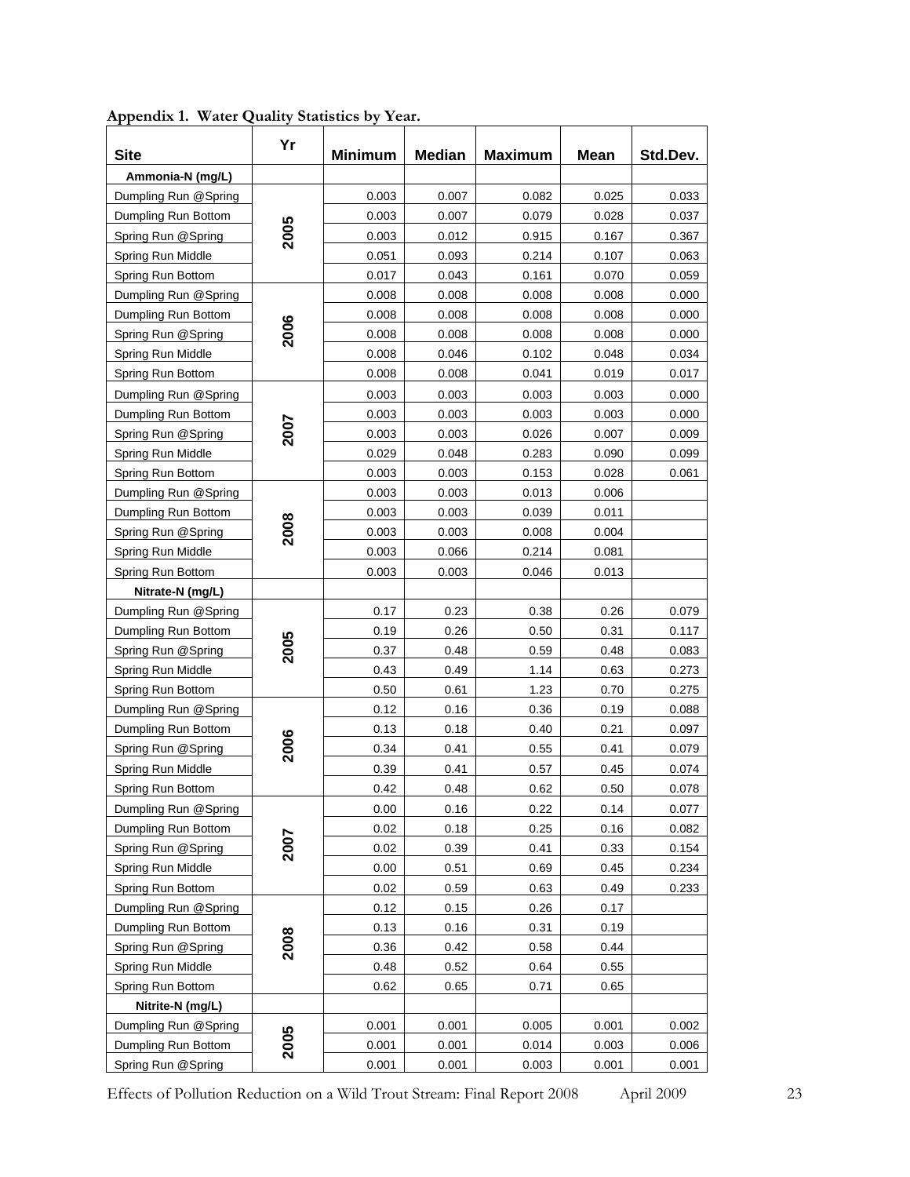**Appendix 1. Water Quality Statistics by Year.**

| Site | Yr | Minimum | Median | Maximum | Mean | Std.Dev. |
|---|---|---|---|---|---|---|
| **Ammonia-N (mg/L)** | | | | | | |
| Dumpling Run @Spring | 2005 | 0.003 | 0.007 | 0.082 | 0.025 | 0.033 |
| Dumpling Run Bottom | | 0.003 | 0.007 | 0.079 | 0.028 | 0.037 |
| Spring Run @Spring | | 0.003 | 0.012 | 0.915 | 0.167 | 0.367 |
| Spring Run Middle | | 0.051 | 0.093 | 0.214 | 0.107 | 0.063 |
| Spring Run Bottom | | 0.017 | 0.043 | 0.161 | 0.070 | 0.059 |
| Dumpling Run @Spring | 2006 | 0.008 | 0.008 | 0.008 | 0.008 | 0.000 |
| Dumpling Run Bottom | | 0.008 | 0.008 | 0.008 | 0.008 | 0.000 |
| Spring Run @Spring | | 0.008 | 0.008 | 0.008 | 0.008 | 0.000 |
| Spring Run Middle | | 0.008 | 0.046 | 0.102 | 0.048 | 0.034 |
| Spring Run Bottom | | 0.008 | 0.008 | 0.041 | 0.019 | 0.017 |
| Dumpling Run @Spring | 2007 | 0.003 | 0.003 | 0.003 | 0.003 | 0.000 |
| Dumpling Run Bottom | | 0.003 | 0.003 | 0.003 | 0.003 | 0.000 |
| Spring Run @Spring | | 0.003 | 0.003 | 0.026 | 0.007 | 0.009 |
| Spring Run Middle | | 0.029 | 0.048 | 0.283 | 0.090 | 0.099 |
| Spring Run Bottom | | 0.003 | 0.003 | 0.153 | 0.028 | 0.061 |
| Dumpling Run @Spring | 2008 | 0.003 | 0.003 | 0.013 | 0.006 | |
| Dumpling Run Bottom | | 0.003 | 0.003 | 0.039 | 0.011 | |
| Spring Run @Spring | | 0.003 | 0.003 | 0.008 | 0.004 | |
| Spring Run Middle | | 0.003 | 0.066 | 0.214 | 0.081 | |
| Spring Run Bottom | | 0.003 | 0.003 | 0.046 | 0.013 | |
| **Nitrate-N (mg/L)** | | | | | | |
| Dumpling Run @Spring | 2005 | 0.17 | 0.23 | 0.38 | 0.26 | 0.079 |
| Dumpling Run Bottom | | 0.19 | 0.26 | 0.50 | 0.31 | 0.117 |
| Spring Run @Spring | | 0.37 | 0.48 | 0.59 | 0.48 | 0.083 |
| Spring Run Middle | | 0.43 | 0.49 | 1.14 | 0.63 | 0.273 |
| Spring Run Bottom | | 0.50 | 0.61 | 1.23 | 0.70 | 0.275 |
| Dumpling Run @Spring | 2006 | 0.12 | 0.16 | 0.36 | 0.19 | 0.088 |
| Dumpling Run Bottom | | 0.13 | 0.18 | 0.40 | 0.21 | 0.097 |
| Spring Run @Spring | | 0.34 | 0.41 | 0.55 | 0.41 | 0.079 |
| Spring Run Middle | | 0.39 | 0.41 | 0.57 | 0.45 | 0.074 |
| Spring Run Bottom | | 0.42 | 0.48 | 0.62 | 0.50 | 0.078 |
| Dumpling Run @Spring | 2007 | 0.00 | 0.16 | 0.22 | 0.14 | 0.077 |
| Dumpling Run Bottom | | 0.02 | 0.18 | 0.25 | 0.16 | 0.082 |
| Spring Run @Spring | | 0.02 | 0.39 | 0.41 | 0.33 | 0.154 |
| Spring Run Middle | | 0.00 | 0.51 | 0.69 | 0.45 | 0.234 |
| Spring Run Bottom | | 0.02 | 0.59 | 0.63 | 0.49 | 0.233 |
| Dumpling Run @Spring | 2008 | 0.12 | 0.15 | 0.26 | 0.17 | |
| Dumpling Run Bottom | | 0.13 | 0.16 | 0.31 | 0.19 | |
| Spring Run @Spring | | 0.36 | 0.42 | 0.58 | 0.44 | |
| Spring Run Middle | | 0.48 | 0.52 | 0.64 | 0.55 | |
| Spring Run Bottom | | 0.62 | 0.65 | 0.71 | 0.65 | |
| **Nitrite-N (mg/L)** | | | | | | |
| Dumpling Run @Spring | 2005 | 0.001 | 0.001 | 0.005 | 0.001 | 0.002 |
| Dumpling Run Bottom | | 0.001 | 0.001 | 0.014 | 0.003 | 0.006 |
| Spring Run @Spring | | 0.001 | 0.001 | 0.003 | 0.001 | 0.001 |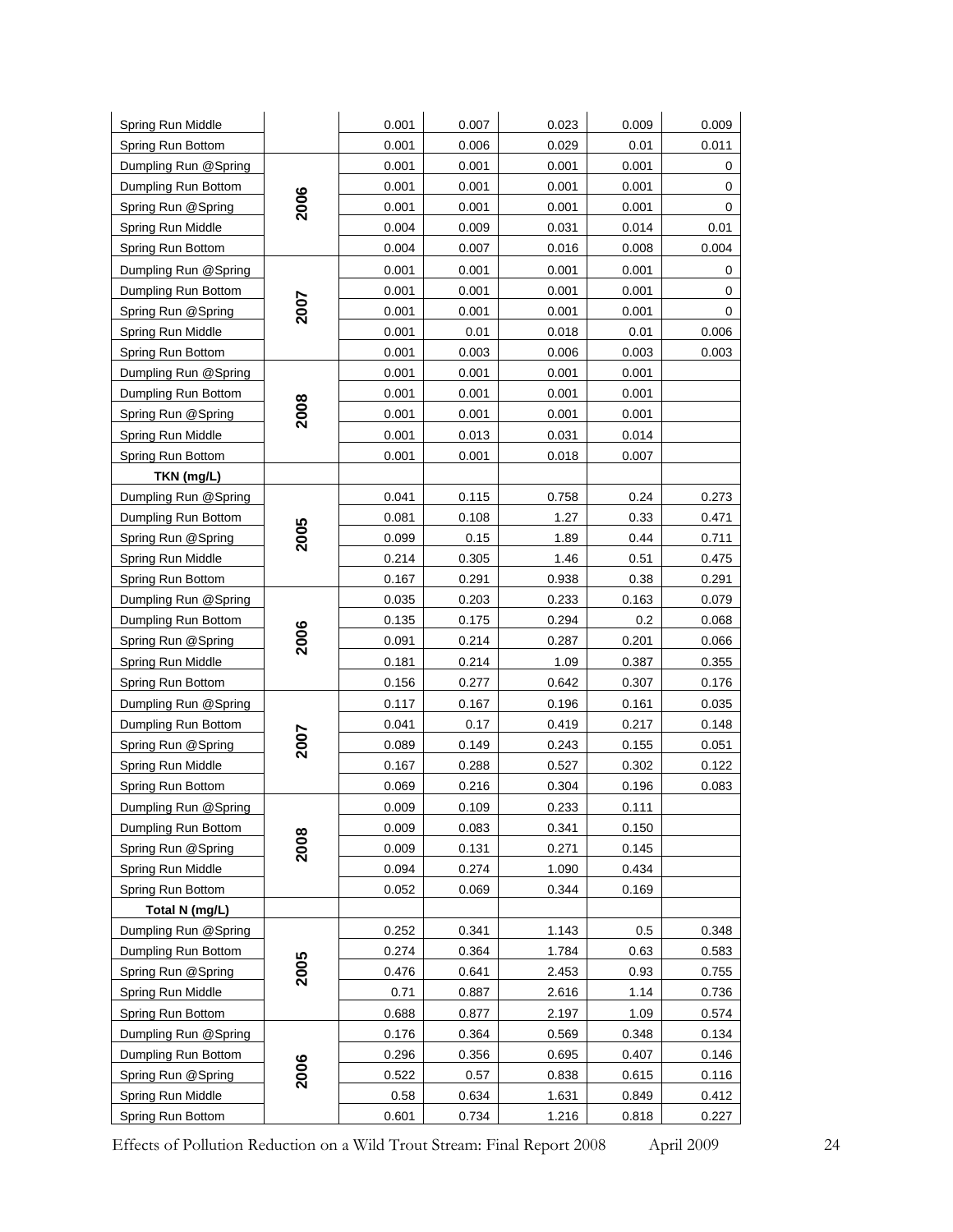| | | | | | | |
|---|---|---|---|---|---|---|
| Spring Run Middle | | 0.001 | 0.007 | 0.023 | 0.009 | 0.009 |
| Spring Run Bottom | | 0.001 | 0.006 | 0.029 | 0.01 | 0.011 |
| Dumpling Run @Spring | 2006 | 0.001 | 0.001 | 0.001 | 0.001 | 0 |
| Dumpling Run Bottom | | 0.001 | 0.001 | 0.001 | 0.001 | 0 |
| Spring Run @Spring | | 0.001 | 0.001 | 0.001 | 0.001 | 0 |
| Spring Run Middle | | 0.004 | 0.009 | 0.031 | 0.014 | 0.01 |
| Spring Run Bottom | | 0.004 | 0.007 | 0.016 | 0.008 | 0.004 |
| Dumpling Run @Spring | 2007 | 0.001 | 0.001 | 0.001 | 0.001 | 0 |
| Dumpling Run Bottom | | 0.001 | 0.001 | 0.001 | 0.001 | 0 |
| Spring Run @Spring | | 0.001 | 0.001 | 0.001 | 0.001 | 0 |
| Spring Run Middle | | 0.001 | 0.01 | 0.018 | 0.01 | 0.006 |
| Spring Run Bottom | | 0.001 | 0.003 | 0.006 | 0.003 | 0.003 |
| Dumpling Run @Spring | 2008 | 0.001 | 0.001 | 0.001 | 0.001 | |
| Dumpling Run Bottom | | 0.001 | 0.001 | 0.001 | 0.001 | |
| Spring Run @Spring | | 0.001 | 0.001 | 0.001 | 0.001 | |
| Spring Run Middle | | 0.001 | 0.013 | 0.031 | 0.014 | |
| Spring Run Bottom | | 0.001 | 0.001 | 0.018 | 0.007 | |
| **TKN (mg/L)** | | | | | | |
| Dumpling Run @Spring | 2005 | 0.041 | 0.115 | 0.758 | 0.24 | 0.273 |
| Dumpling Run Bottom | | 0.081 | 0.108 | 1.27 | 0.33 | 0.471 |
| Spring Run @Spring | | 0.099 | 0.15 | 1.89 | 0.44 | 0.711 |
| Spring Run Middle | | 0.214 | 0.305 | 1.46 | 0.51 | 0.475 |
| Spring Run Bottom | | 0.167 | 0.291 | 0.938 | 0.38 | 0.291 |
| Dumpling Run @Spring | 2006 | 0.035 | 0.203 | 0.233 | 0.163 | 0.079 |
| Dumpling Run Bottom | | 0.135 | 0.175 | 0.294 | 0.2 | 0.068 |
| Spring Run @Spring | | 0.091 | 0.214 | 0.287 | 0.201 | 0.066 |
| Spring Run Middle | | 0.181 | 0.214 | 1.09 | 0.387 | 0.355 |
| Spring Run Bottom | | 0.156 | 0.277 | 0.642 | 0.307 | 0.176 |
| Dumpling Run @Spring | 2007 | 0.117 | 0.167 | 0.196 | 0.161 | 0.035 |
| Dumpling Run Bottom | | 0.041 | 0.17 | 0.419 | 0.217 | 0.148 |
| Spring Run @Spring | | 0.089 | 0.149 | 0.243 | 0.155 | 0.051 |
| Spring Run Middle | | 0.167 | 0.288 | 0.527 | 0.302 | 0.122 |
| Spring Run Bottom | | 0.069 | 0.216 | 0.304 | 0.196 | 0.083 |
| Dumpling Run @Spring | 2008 | 0.009 | 0.109 | 0.233 | 0.111 | |
| Dumpling Run Bottom | | 0.009 | 0.083 | 0.341 | 0.150 | |
| Spring Run @Spring | | 0.009 | 0.131 | 0.271 | 0.145 | |
| Spring Run Middle | | 0.094 | 0.274 | 1.090 | 0.434 | |
| Spring Run Bottom | | 0.052 | 0.069 | 0.344 | 0.169 | |
| **Total N (mg/L)** | | | | | | |
| Dumpling Run @Spring | 2005 | 0.252 | 0.341 | 1.143 | 0.5 | 0.348 |
| Dumpling Run Bottom | | 0.274 | 0.364 | 1.784 | 0.63 | 0.583 |
| Spring Run @Spring | | 0.476 | 0.641 | 2.453 | 0.93 | 0.755 |
| Spring Run Middle | | 0.71 | 0.887 | 2.616 | 1.14 | 0.736 |
| Spring Run Bottom | | 0.688 | 0.877 | 2.197 | 1.09 | 0.574 |
| Dumpling Run @Spring | 2006 | 0.176 | 0.364 | 0.569 | 0.348 | 0.134 |
| Dumpling Run Bottom | | 0.296 | 0.356 | 0.695 | 0.407 | 0.146 |
| Spring Run @Spring | | 0.522 | 0.57 | 0.838 | 0.615 | 0.116 |
| Spring Run Middle | | 0.58 | 0.634 | 1.631 | 0.849 | 0.412 |
| Spring Run Bottom | | 0.601 | 0.734 | 1.216 | 0.818 | 0.227 |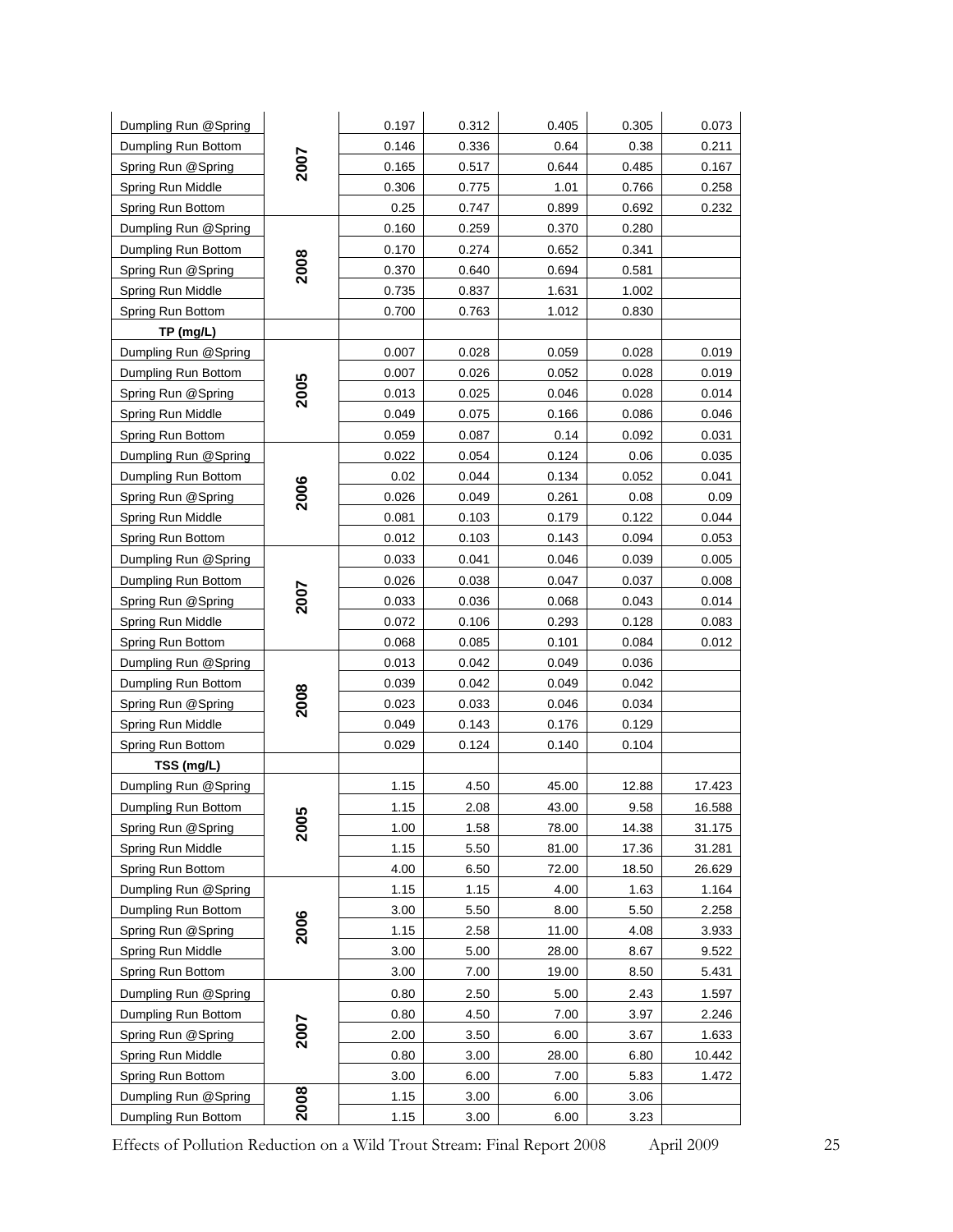| | | | | | | |
|---|---|---|---|---|---|---|
| Dumpling Run @Spring | 2007 | 0.197 | 0.312 | 0.405 | 0.305 | 0.073 |
| Dumpling Run Bottom | | 0.146 | 0.336 | 0.64 | 0.38 | 0.211 |
| Spring Run @Spring | | 0.165 | 0.517 | 0.644 | 0.485 | 0.167 |
| Spring Run Middle | | 0.306 | 0.775 | 1.01 | 0.766 | 0.258 |
| Spring Run Bottom | | 0.25 | 0.747 | 0.899 | 0.692 | 0.232 |
| Dumpling Run @Spring | 2008 | 0.160 | 0.259 | 0.370 | 0.280 | |
| Dumpling Run Bottom | | 0.170 | 0.274 | 0.652 | 0.341 | |
| Spring Run @Spring | | 0.370 | 0.640 | 0.694 | 0.581 | |
| Spring Run Middle | | 0.735 | 0.837 | 1.631 | 1.002 | |
| Spring Run Bottom | | 0.700 | 0.763 | 1.012 | 0.830 | |
| **TP (mg/L)** | | | | | | |
| Dumpling Run @Spring | 2005 | 0.007 | 0.028 | 0.059 | 0.028 | 0.019 |
| Dumpling Run Bottom | | 0.007 | 0.026 | 0.052 | 0.028 | 0.019 |
| Spring Run @Spring | | 0.013 | 0.025 | 0.046 | 0.028 | 0.014 |
| Spring Run Middle | | 0.049 | 0.075 | 0.166 | 0.086 | 0.046 |
| Spring Run Bottom | | 0.059 | 0.087 | 0.14 | 0.092 | 0.031 |
| Dumpling Run @Spring | 2006 | 0.022 | 0.054 | 0.124 | 0.06 | 0.035 |
| Dumpling Run Bottom | | 0.02 | 0.044 | 0.134 | 0.052 | 0.041 |
| Spring Run @Spring | | 0.026 | 0.049 | 0.261 | 0.08 | 0.09 |
| Spring Run Middle | | 0.081 | 0.103 | 0.179 | 0.122 | 0.044 |
| Spring Run Bottom | | 0.012 | 0.103 | 0.143 | 0.094 | 0.053 |
| Dumpling Run @Spring | 2007 | 0.033 | 0.041 | 0.046 | 0.039 | 0.005 |
| Dumpling Run Bottom | | 0.026 | 0.038 | 0.047 | 0.037 | 0.008 |
| Spring Run @Spring | | 0.033 | 0.036 | 0.068 | 0.043 | 0.014 |
| Spring Run Middle | | 0.072 | 0.106 | 0.293 | 0.128 | 0.083 |
| Spring Run Bottom | | 0.068 | 0.085 | 0.101 | 0.084 | 0.012 |
| Dumpling Run @Spring | 2008 | 0.013 | 0.042 | 0.049 | 0.036 | |
| Dumpling Run Bottom | | 0.039 | 0.042 | 0.049 | 0.042 | |
| Spring Run @Spring | | 0.023 | 0.033 | 0.046 | 0.034 | |
| Spring Run Middle | | 0.049 | 0.143 | 0.176 | 0.129 | |
| Spring Run Bottom | | 0.029 | 0.124 | 0.140 | 0.104 | |
| **TSS (mg/L)** | | | | | | |
| Dumpling Run @Spring | 2005 | 1.15 | 4.50 | 45.00 | 12.88 | 17.423 |
| Dumpling Run Bottom | | 1.15 | 2.08 | 43.00 | 9.58 | 16.588 |
| Spring Run @Spring | | 1.00 | 1.58 | 78.00 | 14.38 | 31.175 |
| Spring Run Middle | | 1.15 | 5.50 | 81.00 | 17.36 | 31.281 |
| Spring Run Bottom | | 4.00 | 6.50 | 72.00 | 18.50 | 26.629 |
| Dumpling Run @Spring | 2006 | 1.15 | 1.15 | 4.00 | 1.63 | 1.164 |
| Dumpling Run Bottom | | 3.00 | 5.50 | 8.00 | 5.50 | 2.258 |
| Spring Run @Spring | | 1.15 | 2.58 | 11.00 | 4.08 | 3.933 |
| Spring Run Middle | | 3.00 | 5.00 | 28.00 | 8.67 | 9.522 |
| Spring Run Bottom | | 3.00 | 7.00 | 19.00 | 8.50 | 5.431 |
| Dumpling Run @Spring | 2007 | 0.80 | 2.50 | 5.00 | 2.43 | 1.597 |
| Dumpling Run Bottom | | 0.80 | 4.50 | 7.00 | 3.97 | 2.246 |
| Spring Run @Spring | | 2.00 | 3.50 | 6.00 | 3.67 | 1.633 |
| Spring Run Middle | | 0.80 | 3.00 | 28.00 | 6.80 | 10.442 |
| Spring Run Bottom | | 3.00 | 6.00 | 7.00 | 5.83 | 1.472 |
| Dumpling Run @Spring | 2008 | 1.15 | 3.00 | 6.00 | 3.06 | |
| Dumpling Run Bottom | | 1.15 | 3.00 | 6.00 | 3.23 | |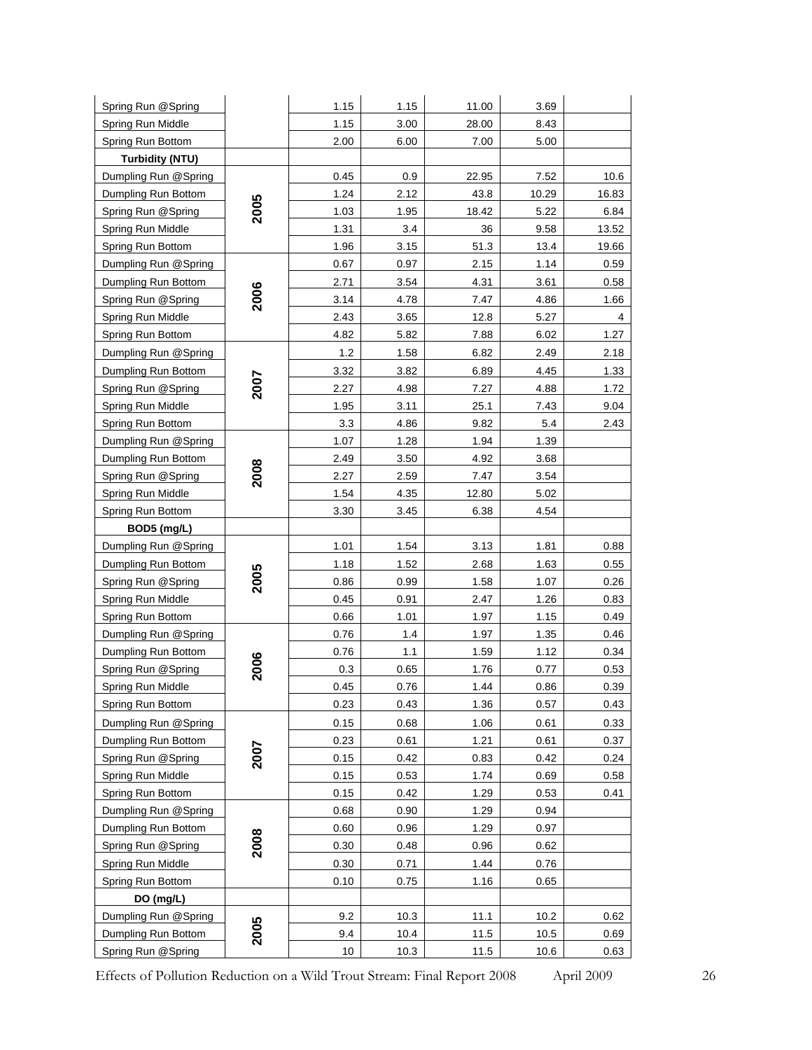| | | | | | | |
|---|---|---|---|---|---|---|
| Spring Run @Spring | | 1.15 | 1.15 | 11.00 | 3.69 | |
| Spring Run Middle | | 1.15 | 3.00 | 28.00 | 8.43 | |
| Spring Run Bottom | | 2.00 | 6.00 | 7.00 | 5.00 | |
| **Turbidity (NTU)** | | | | | | |
| Dumpling Run @Spring | **2005** | 0.45 | 0.9 | 22.95 | 7.52 | 10.6 |
| Dumpling Run Bottom | | 1.24 | 2.12 | 43.8 | 10.29 | 16.83 |
| Spring Run @Spring | | 1.03 | 1.95 | 18.42 | 5.22 | 6.84 |
| Spring Run Middle | | 1.31 | 3.4 | 36 | 9.58 | 13.52 |
| Spring Run Bottom | | 1.96 | 3.15 | 51.3 | 13.4 | 19.66 |
| Dumpling Run @Spring | **2006** | 0.67 | 0.97 | 2.15 | 1.14 | 0.59 |
| Dumpling Run Bottom | | 2.71 | 3.54 | 4.31 | 3.61 | 0.58 |
| Spring Run @Spring | | 3.14 | 4.78 | 7.47 | 4.86 | 1.66 |
| Spring Run Middle | | 2.43 | 3.65 | 12.8 | 5.27 | 4 |
| Spring Run Bottom | | 4.82 | 5.82 | 7.88 | 6.02 | 1.27 |
| Dumpling Run @Spring | **2007** | 1.2 | 1.58 | 6.82 | 2.49 | 2.18 |
| Dumpling Run Bottom | | 3.32 | 3.82 | 6.89 | 4.45 | 1.33 |
| Spring Run @Spring | | 2.27 | 4.98 | 7.27 | 4.88 | 1.72 |
| Spring Run Middle | | 1.95 | 3.11 | 25.1 | 7.43 | 9.04 |
| Spring Run Bottom | | 3.3 | 4.86 | 9.82 | 5.4 | 2.43 |
| Dumpling Run @Spring | **2008** | 1.07 | 1.28 | 1.94 | 1.39 | |
| Dumpling Run Bottom | | 2.49 | 3.50 | 4.92 | 3.68 | |
| Spring Run @Spring | | 2.27 | 2.59 | 7.47 | 3.54 | |
| Spring Run Middle | | 1.54 | 4.35 | 12.80 | 5.02 | |
| Spring Run Bottom | | 3.30 | 3.45 | 6.38 | 4.54 | |
| **BOD5 (mg/L)** | | | | | | |
| Dumpling Run @Spring | **2005** | 1.01 | 1.54 | 3.13 | 1.81 | 0.88 |
| Dumpling Run Bottom | | 1.18 | 1.52 | 2.68 | 1.63 | 0.55 |
| Spring Run @Spring | | 0.86 | 0.99 | 1.58 | 1.07 | 0.26 |
| Spring Run Middle | | 0.45 | 0.91 | 2.47 | 1.26 | 0.83 |
| Spring Run Bottom | | 0.66 | 1.01 | 1.97 | 1.15 | 0.49 |
| Dumpling Run @Spring | **2006** | 0.76 | 1.4 | 1.97 | 1.35 | 0.46 |
| Dumpling Run Bottom | | 0.76 | 1.1 | 1.59 | 1.12 | 0.34 |
| Spring Run @Spring | | 0.3 | 0.65 | 1.76 | 0.77 | 0.53 |
| Spring Run Middle | | 0.45 | 0.76 | 1.44 | 0.86 | 0.39 |
| Spring Run Bottom | | 0.23 | 0.43 | 1.36 | 0.57 | 0.43 |
| Dumpling Run @Spring | **2007** | 0.15 | 0.68 | 1.06 | 0.61 | 0.33 |
| Dumpling Run Bottom | | 0.23 | 0.61 | 1.21 | 0.61 | 0.37 |
| Spring Run @Spring | | 0.15 | 0.42 | 0.83 | 0.42 | 0.24 |
| Spring Run Middle | | 0.15 | 0.53 | 1.74 | 0.69 | 0.58 |
| Spring Run Bottom | | 0.15 | 0.42 | 1.29 | 0.53 | 0.41 |
| Dumpling Run @Spring | **2008** | 0.68 | 0.90 | 1.29 | 0.94 | |
| Dumpling Run Bottom | | 0.60 | 0.96 | 1.29 | 0.97 | |
| Spring Run @Spring | | 0.30 | 0.48 | 0.96 | 0.62 | |
| Spring Run Middle | | 0.30 | 0.71 | 1.44 | 0.76 | |
| Spring Run Bottom | | 0.10 | 0.75 | 1.16 | 0.65 | |
| **DO (mg/L)** | | | | | | |
| Dumpling Run @Spring | **2005** | 9.2 | 10.3 | 11.1 | 10.2 | 0.62 |
| Dumpling Run Bottom | | 9.4 | 10.4 | 11.5 | 10.5 | 0.69 |
| Spring Run @Spring | | 10 | 10.3 | 11.5 | 10.6 | 0.63 |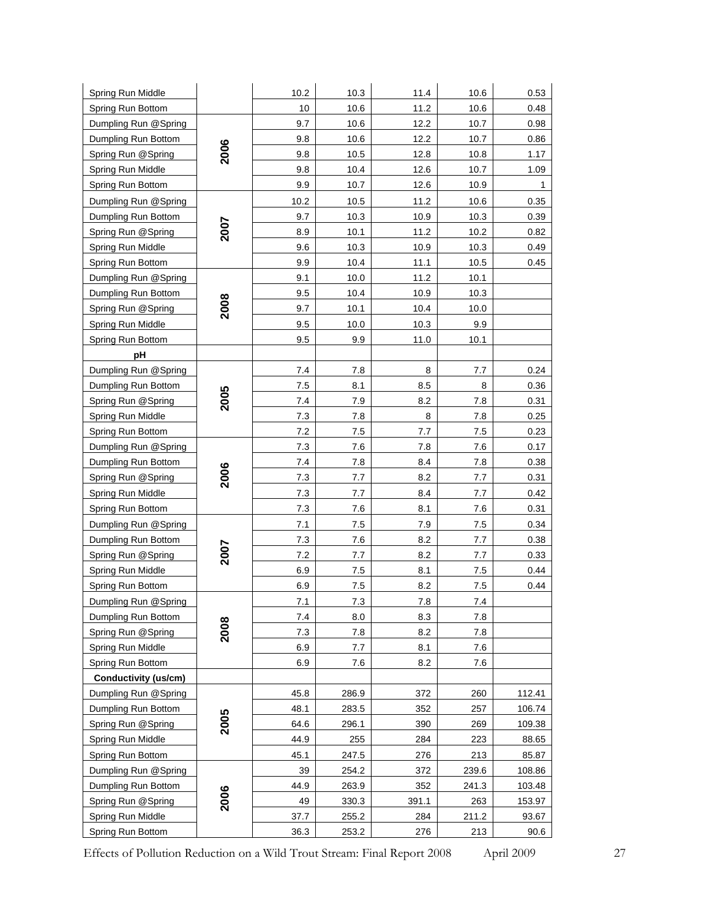| | | | | | | |
|---|---|---|---|---|---|---|
| Spring Run Middle | | 10.2 | 10.3 | 11.4 | 10.6 | 0.53 |
| Spring Run Bottom | | 10 | 10.6 | 11.2 | 10.6 | 0.48 |
| Dumpling Run @Spring | 2006 | 9.7 | 10.6 | 12.2 | 10.7 | 0.98 |
| Dumpling Run Bottom | | 9.8 | 10.6 | 12.2 | 10.7 | 0.86 |
| Spring Run @Spring | | 9.8 | 10.5 | 12.8 | 10.8 | 1.17 |
| Spring Run Middle | | 9.8 | 10.4 | 12.6 | 10.7 | 1.09 |
| Spring Run Bottom | | 9.9 | 10.7 | 12.6 | 10.9 | 1 |
| Dumpling Run @Spring | 2007 | 10.2 | 10.5 | 11.2 | 10.6 | 0.35 |
| Dumpling Run Bottom | | 9.7 | 10.3 | 10.9 | 10.3 | 0.39 |
| Spring Run @Spring | | 8.9 | 10.1 | 11.2 | 10.2 | 0.82 |
| Spring Run Middle | | 9.6 | 10.3 | 10.9 | 10.3 | 0.49 |
| Spring Run Bottom | | 9.9 | 10.4 | 11.1 | 10.5 | 0.45 |
| Dumpling Run @Spring | 2008 | 9.1 | 10.0 | 11.2 | 10.1 | |
| Dumpling Run Bottom | | 9.5 | 10.4 | 10.9 | 10.3 | |
| Spring Run @Spring | | 9.7 | 10.1 | 10.4 | 10.0 | |
| Spring Run Middle | | 9.5 | 10.0 | 10.3 | 9.9 | |
| Spring Run Bottom | | 9.5 | 9.9 | 11.0 | 10.1 | |
| **pH** | | | | | | |
| Dumpling Run @Spring | 2005 | 7.4 | 7.8 | 8 | 7.7 | 0.24 |
| Dumpling Run Bottom | | 7.5 | 8.1 | 8.5 | 8 | 0.36 |
| Spring Run @Spring | | 7.4 | 7.9 | 8.2 | 7.8 | 0.31 |
| Spring Run Middle | | 7.3 | 7.8 | 8 | 7.8 | 0.25 |
| Spring Run Bottom | | 7.2 | 7.5 | 7.7 | 7.5 | 0.23 |
| Dumpling Run @Spring | 2006 | 7.3 | 7.6 | 7.8 | 7.6 | 0.17 |
| Dumpling Run Bottom | | 7.4 | 7.8 | 8.4 | 7.8 | 0.38 |
| Spring Run @Spring | | 7.3 | 7.7 | 8.2 | 7.7 | 0.31 |
| Spring Run Middle | | 7.3 | 7.7 | 8.4 | 7.7 | 0.42 |
| Spring Run Bottom | | 7.3 | 7.6 | 8.1 | 7.6 | 0.31 |
| Dumpling Run @Spring | 2007 | 7.1 | 7.5 | 7.9 | 7.5 | 0.34 |
| Dumpling Run Bottom | | 7.3 | 7.6 | 8.2 | 7.7 | 0.38 |
| Spring Run @Spring | | 7.2 | 7.7 | 8.2 | 7.7 | 0.33 |
| Spring Run Middle | | 6.9 | 7.5 | 8.1 | 7.5 | 0.44 |
| Spring Run Bottom | | 6.9 | 7.5 | 8.2 | 7.5 | 0.44 |
| Dumpling Run @Spring | 2008 | 7.1 | 7.3 | 7.8 | 7.4 | |
| Dumpling Run Bottom | | 7.4 | 8.0 | 8.3 | 7.8 | |
| Spring Run @Spring | | 7.3 | 7.8 | 8.2 | 7.8 | |
| Spring Run Middle | | 6.9 | 7.7 | 8.1 | 7.6 | |
| Spring Run Bottom | | 6.9 | 7.6 | 8.2 | 7.6 | |
| **Conductivity (us/cm)** | | | | | | |
| Dumpling Run @Spring | 2005 | 45.8 | 286.9 | 372 | 260 | 112.41 |
| Dumpling Run Bottom | | 48.1 | 283.5 | 352 | 257 | 106.74 |
| Spring Run @Spring | | 64.6 | 296.1 | 390 | 269 | 109.38 |
| Spring Run Middle | | 44.9 | 255 | 284 | 223 | 88.65 |
| Spring Run Bottom | | 45.1 | 247.5 | 276 | 213 | 85.87 |
| Dumpling Run @Spring | 2006 | 39 | 254.2 | 372 | 239.6 | 108.86 |
| Dumpling Run Bottom | | 44.9 | 263.9 | 352 | 241.3 | 103.48 |
| Spring Run @Spring | | 49 | 330.3 | 391.1 | 263 | 153.97 |
| Spring Run Middle | | 37.7 | 255.2 | 284 | 211.2 | 93.67 |
| Spring Run Bottom | | 36.3 | 253.2 | 276 | 213 | 90.6 |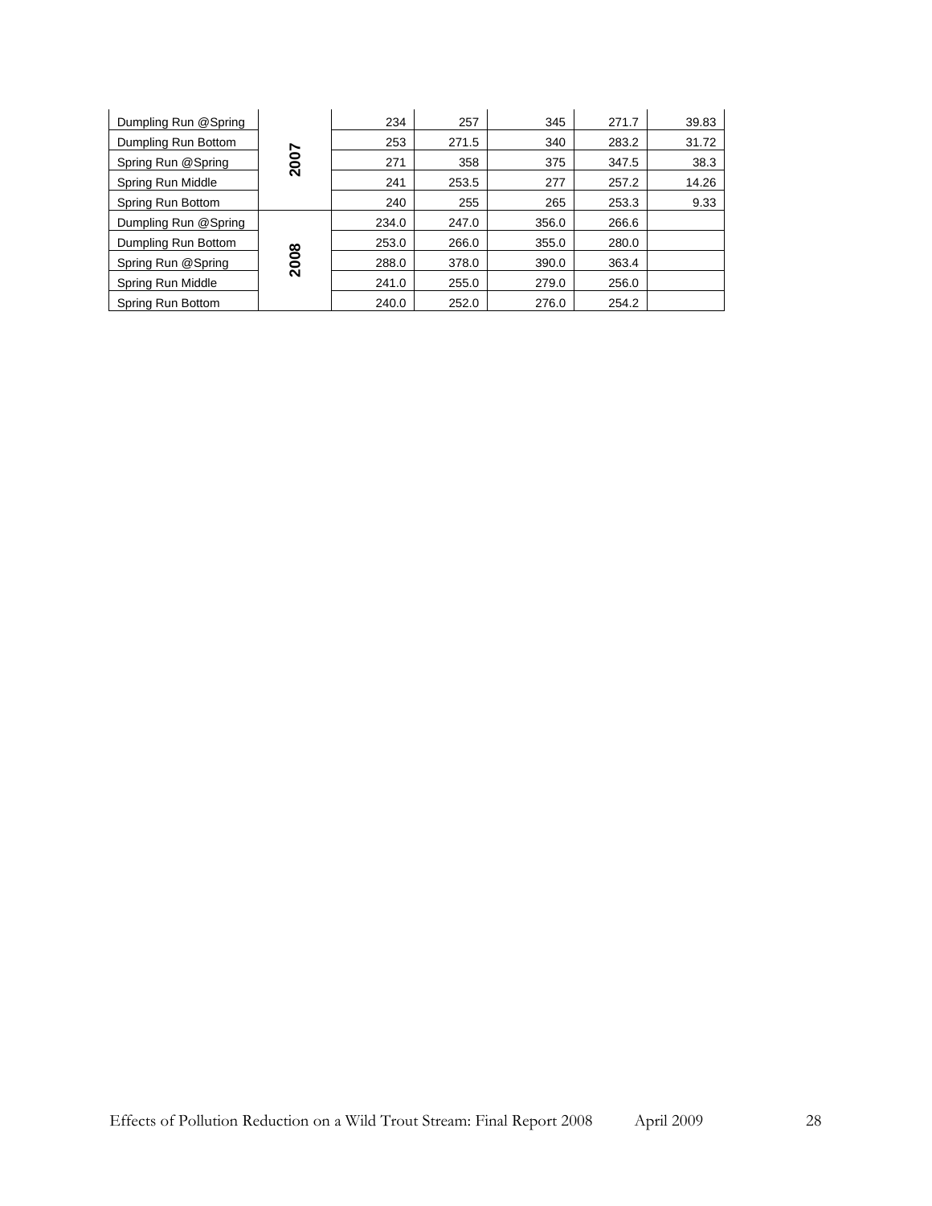| | | | | | | |
|---|---|---|---|---|---|---|
| Dumpling Run @Spring | 2007 | 234 | 257 | 345 | 271.7 | 39.83 |
| Dumpling Run Bottom | | 253 | 271.5 | 340 | 283.2 | 31.72 |
| Spring Run @Spring | | 271 | 358 | 375 | 347.5 | 38.3 |
| Spring Run Middle | | 241 | 253.5 | 277 | 257.2 | 14.26 |
| Spring Run Bottom | | 240 | 255 | 265 | 253.3 | 9.33 |
| Dumpling Run @Spring | 2008 | 234.0 | 247.0 | 356.0 | 266.6 | |
| Dumpling Run Bottom | | 253.0 | 266.0 | 355.0 | 280.0 | |
| Spring Run @Spring | | 288.0 | 378.0 | 390.0 | 363.4 | |
| Spring Run Middle | | 241.0 | 255.0 | 279.0 | 256.0 | |
| Spring Run Bottom | | 240.0 | 252.0 | 276.0 | 254.2 | |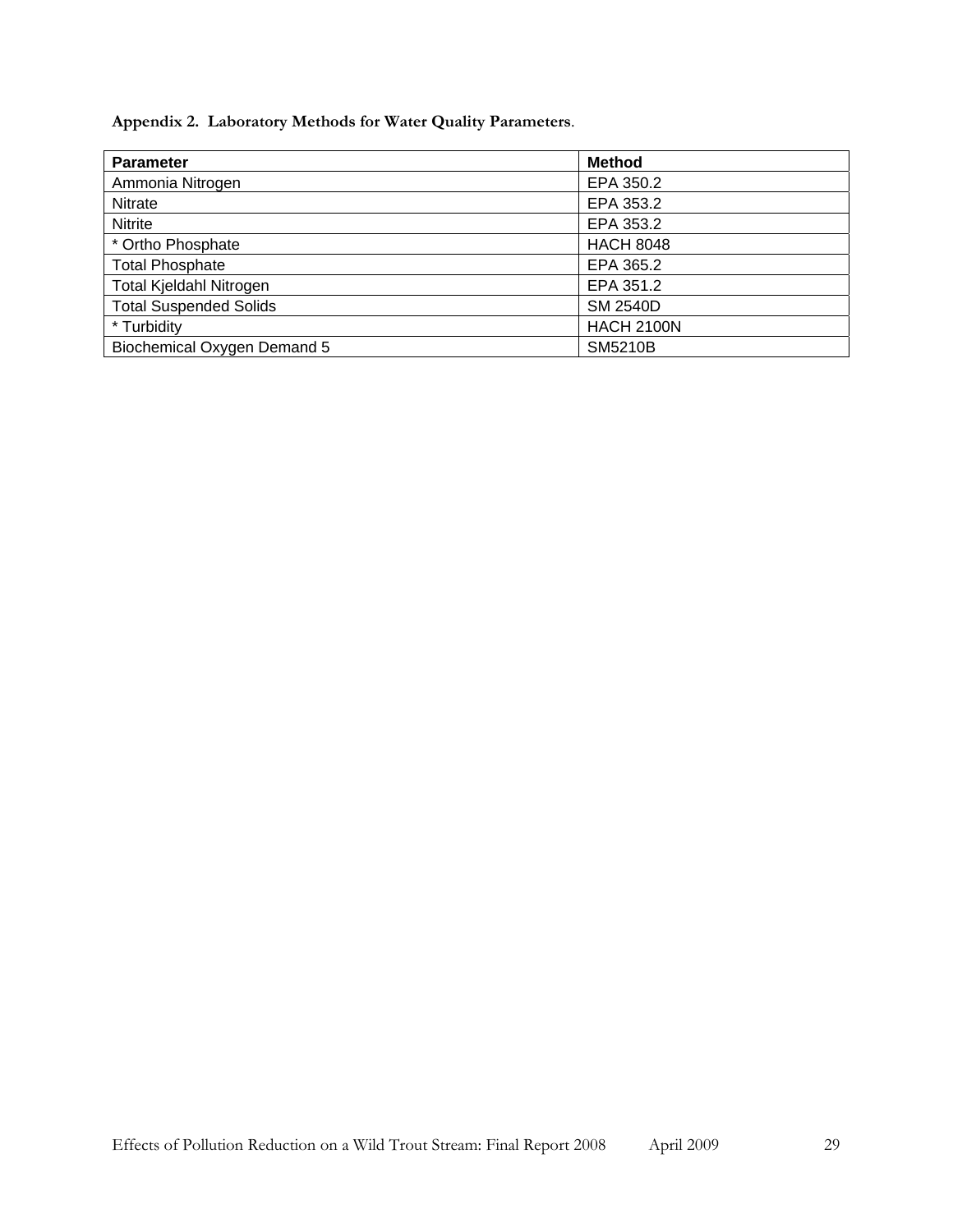**Appendix 2. Laboratory Methods for Water Quality Parameters**.

| Parameter | Method |
|---|---|
| Ammonia Nitrogen | EPA 350.2 |
| Nitrate | EPA 353.2 |
| Nitrite | EPA 353.2 |
| * Ortho Phosphate | HACH 8048 |
| Total Phosphate | EPA 365.2 |
| Total Kjeldahl Nitrogen | EPA 351.2 |
| Total Suspended Solids | SM 2540D |
| * Turbidity | HACH 2100N |
| Biochemical Oxygen Demand 5 | SM5210B |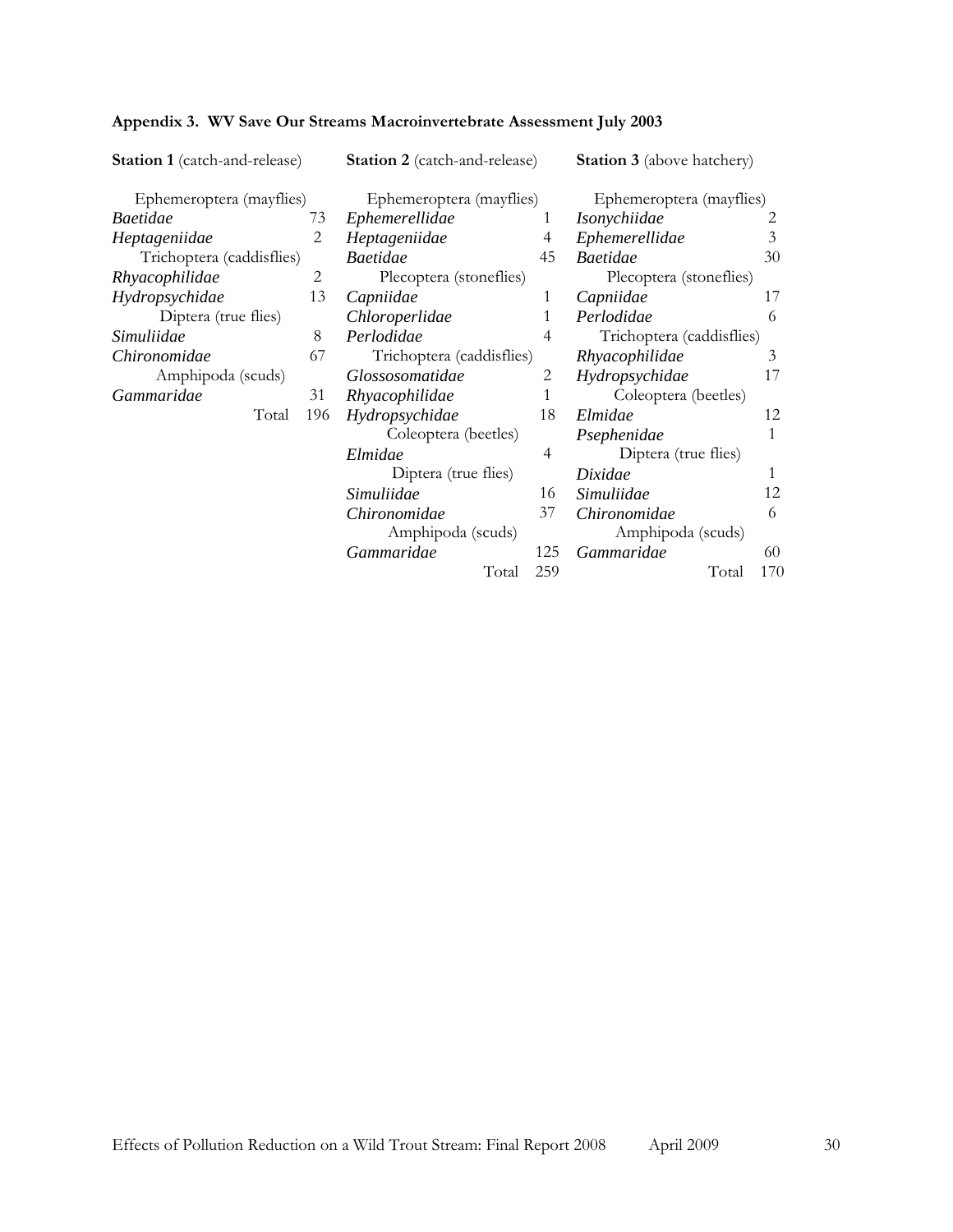**Appendix 3. WV Save Our Streams Macroinvertebrate Assessment July 2003**

**Station 1** (catch-and-release)

| Taxon | Count |
|---|---|
| Ephemeroptera (mayflies) | |
| *Baetidae* | 73 |
| *Heptageniidae* | 2 |
| Trichoptera (caddisflies) | |
| *Rhyacophilidae* | 2 |
| *Hydropsychidae* | 13 |
| Diptera (true flies) | |
| *Simuliidae* | 8 |
| *Chironomidae* | 67 |
| Amphipoda (scuds) | |
| *Gammaridae* | 31 |
| Total | 196 |

**Station 2** (catch-and-release)

| Taxon | Count |
|---|---|
| Ephemeroptera (mayflies) | |
| *Ephemerellidae* | 1 |
| *Heptageniidae* | 4 |
| *Baetidae* | 45 |
| Plecoptera (stoneflies) | |
| *Capniidae* | 1 |
| *Chloroperlidae* | 1 |
| *Perlodidae* | 4 |
| Trichoptera (caddisflies) | |
| *Glossosomatidae* | 2 |
| *Rhyacophilidae* | 1 |
| *Hydropsychidae* | 18 |
| Coleoptera (beetles) | |
| *Elmidae* | 4 |
| Diptera (true flies) | |
| *Simuliidae* | 16 |
| *Chironomidae* | 37 |
| Amphipoda (scuds) | |
| *Gammaridae* | 125 |
| Total | 259 |

**Station 3** (above hatchery)

| Taxon | Count |
|---|---|
| Ephemeroptera (mayflies) | |
| *Isonychiidae* | 2 |
| *Ephemerellidae* | 3 |
| *Baetidae* | 30 |
| Plecoptera (stoneflies) | |
| *Capniidae* | 17 |
| *Perlodidae* | 6 |
| Trichoptera (caddisflies) | |
| *Rhyacophilidae* | 3 |
| *Hydropsychidae* | 17 |
| Coleoptera (beetles) | |
| *Elmidae* | 12 |
| *Psephenidae* | 1 |
| Diptera (true flies) | |
| *Dixidae* | 1 |
| *Simuliidae* | 12 |
| *Chironomidae* | 6 |
| Amphipoda (scuds) | |
| *Gammaridae* | 60 |
| Total | 170 |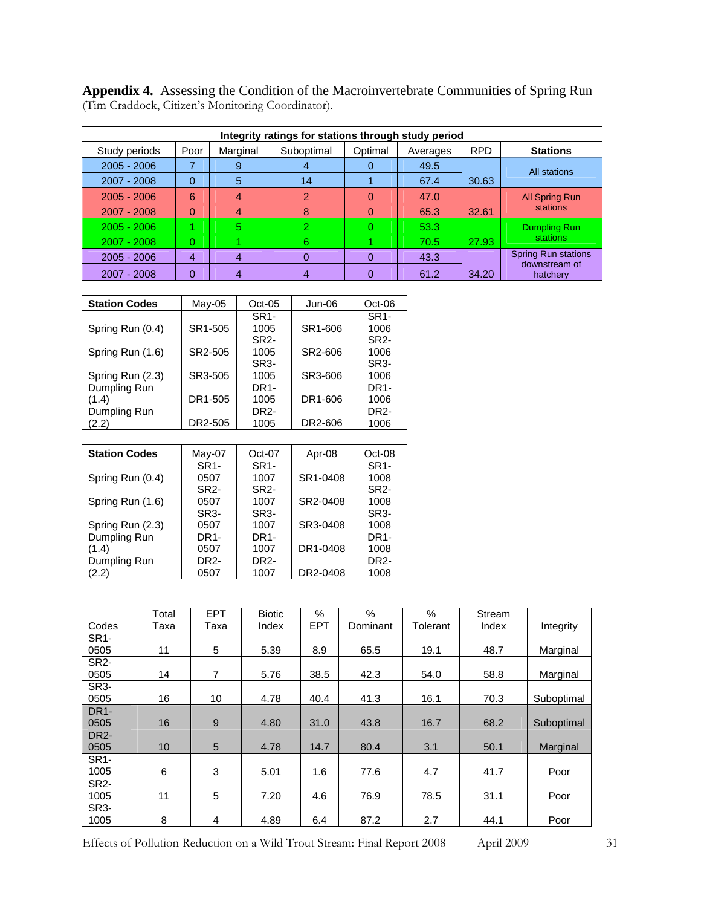**Appendix 4.** Assessing the Condition of the Macroinvertebrate Communities of Spring Run (Tim Craddock, Citizen's Monitoring Coordinator).

| Integrity ratings for stations through study period | | | | | | | |
|---|---|---|---|---|---|---|---|
| Study periods | Poor | Marginal | Suboptimal | Optimal | Averages | RPD | **Stations** |
| 2005 - 2006 | 7 | 9 | 4 | 0 | 49.5 | | All stations |
| 2007 - 2008 | 0 | 5 | 14 | 1 | 67.4 | 30.63 | |
| 2005 - 2006 | 6 | 4 | 2 | 0 | 47.0 | | All Spring Run stations |
| 2007 - 2008 | 0 | 4 | 8 | 0 | 65.3 | 32.61 | |
| 2005 - 2006 | 1 | 5 | 2 | 0 | 53.3 | | Dumpling Run stations |
| 2007 - 2008 | 0 | 1 | 6 | 1 | 70.5 | 27.93 | |
| 2005 - 2006 | 4 | 4 | 0 | 0 | 43.3 | | Spring Run stations downstream of hatchery |
| 2007 - 2008 | 0 | 4 | 4 | 0 | 61.2 | 34.20 | |

| **Station Codes** | May-05 | Oct-05 | Jun-06 | Oct-06 |
|---|---|---|---|---|
| Spring Run (0.4) | SR1-505 | SR1-1005 | SR1-606 | SR1-1006 |
| Spring Run (1.6) | SR2-505 | SR2-1005 | SR2-606 | SR2-1006 |
| Spring Run (2.3) | SR3-505 | SR3-1005 | SR3-606 | SR3-1006 |
| Dumpling Run (1.4) | DR1-505 | DR1-1005 | DR1-606 | DR1-1006 |
| Dumpling Run (2.2) | DR2-505 | DR2-1005 | DR2-606 | DR2-1006 |

| **Station Codes** | May-07 | Oct-07 | Apr-08 | Oct-08 |
|---|---|---|---|---|
| Spring Run (0.4) | SR1-0507 | SR1-1007 | SR1-0408 | SR1-1008 |
| Spring Run (1.6) | SR2-0507 | SR2-1007 | SR2-0408 | SR2-1008 |
| Spring Run (2.3) | SR3-0507 | SR3-1007 | SR3-0408 | SR3-1008 |
| Dumpling Run (1.4) | DR1-0507 | DR1-1007 | DR1-0408 | DR1-1008 |
| Dumpling Run (2.2) | DR2-0507 | DR2-1007 | DR2-0408 | DR2-1008 |

| Codes | Total Taxa | EPT Taxa | Biotic Index | % EPT | % Dominant | % Tolerant | Stream Index | Integrity |
|---|---|---|---|---|---|---|---|---|
| SR1-0505 | 11 | 5 | 5.39 | 8.9 | 65.5 | 19.1 | 48.7 | Marginal |
| SR2-0505 | 14 | 7 | 5.76 | 38.5 | 42.3 | 54.0 | 58.8 | Marginal |
| SR3-0505 | 16 | 10 | 4.78 | 40.4 | 41.3 | 16.1 | 70.3 | Suboptimal |
| DR1-0505 | 16 | 9 | 4.80 | 31.0 | 43.8 | 16.7 | 68.2 | Suboptimal |
| DR2-0505 | 10 | 5 | 4.78 | 14.7 | 80.4 | 3.1 | 50.1 | Marginal |
| SR1-1005 | 6 | 3 | 5.01 | 1.6 | 77.6 | 4.7 | 41.7 | Poor |
| SR2-1005 | 11 | 5 | 7.20 | 4.6 | 76.9 | 78.5 | 31.1 | Poor |
| SR3-1005 | 8 | 4 | 4.89 | 6.4 | 87.2 | 2.7 | 44.1 | Poor |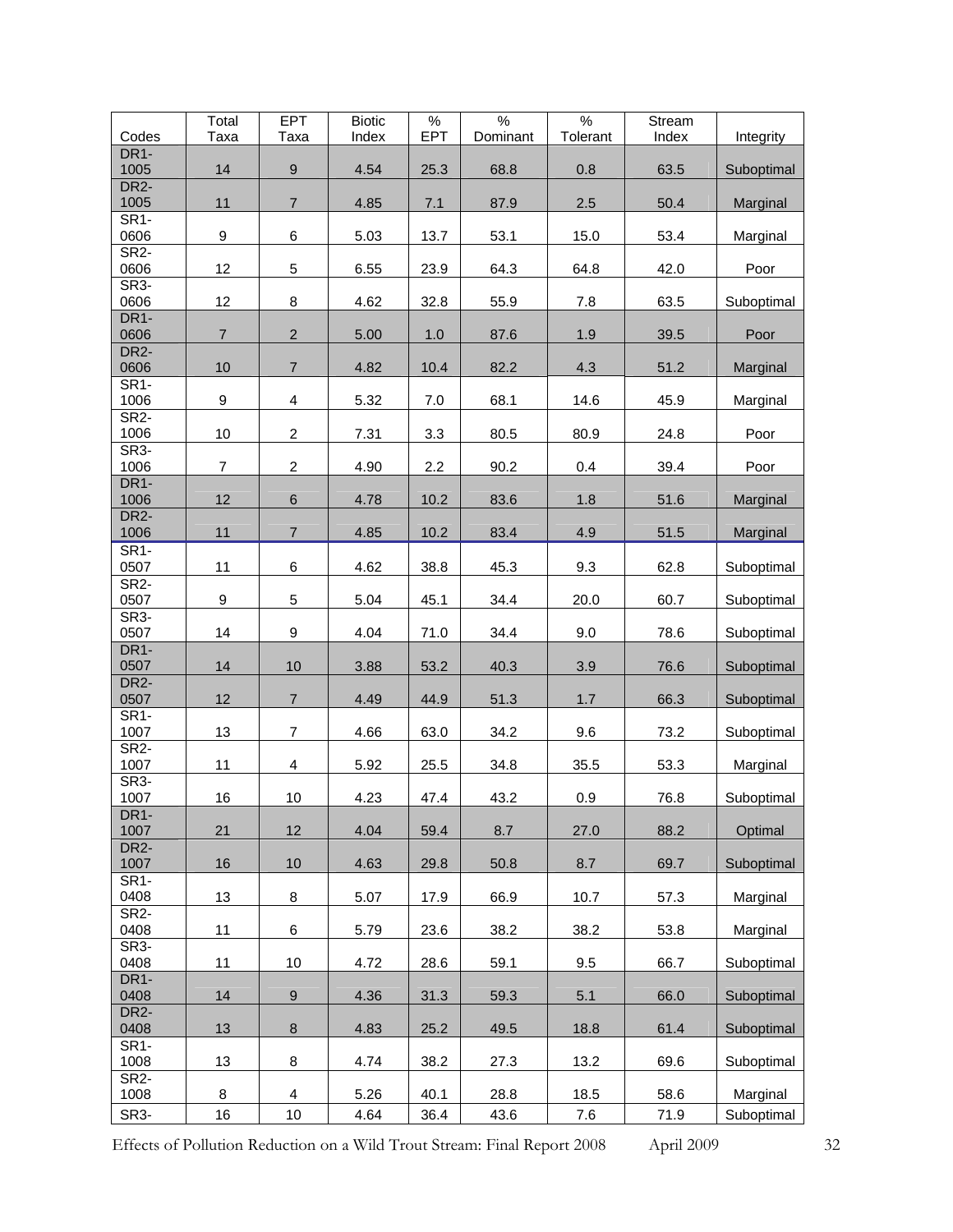| Codes | Total Taxa | EPT Taxa | Biotic Index | % EPT | % Dominant | % Tolerant | Stream Index | Integrity |
|---|---|---|---|---|---|---|---|---|
| DR1-1005 | 14 | 9 | 4.54 | 25.3 | 68.8 | 0.8 | 63.5 | Suboptimal |
| DR2-1005 | 11 | 7 | 4.85 | 7.1 | 87.9 | 2.5 | 50.4 | Marginal |
| SR1-0606 | 9 | 6 | 5.03 | 13.7 | 53.1 | 15.0 | 53.4 | Marginal |
| SR2-0606 | 12 | 5 | 6.55 | 23.9 | 64.3 | 64.8 | 42.0 | Poor |
| SR3-0606 | 12 | 8 | 4.62 | 32.8 | 55.9 | 7.8 | 63.5 | Suboptimal |
| DR1-0606 | 7 | 2 | 5.00 | 1.0 | 87.6 | 1.9 | 39.5 | Poor |
| DR2-0606 | 10 | 7 | 4.82 | 10.4 | 82.2 | 4.3 | 51.2 | Marginal |
| SR1-1006 | 9 | 4 | 5.32 | 7.0 | 68.1 | 14.6 | 45.9 | Marginal |
| SR2-1006 | 10 | 2 | 7.31 | 3.3 | 80.5 | 80.9 | 24.8 | Poor |
| SR3-1006 | 7 | 2 | 4.90 | 2.2 | 90.2 | 0.4 | 39.4 | Poor |
| DR1-1006 | 12 | 6 | 4.78 | 10.2 | 83.6 | 1.8 | 51.6 | Marginal |
| DR2-1006 | 11 | 7 | 4.85 | 10.2 | 83.4 | 4.9 | 51.5 | Marginal |
| SR1-0507 | 11 | 6 | 4.62 | 38.8 | 45.3 | 9.3 | 62.8 | Suboptimal |
| SR2-0507 | 9 | 5 | 5.04 | 45.1 | 34.4 | 20.0 | 60.7 | Suboptimal |
| SR3-0507 | 14 | 9 | 4.04 | 71.0 | 34.4 | 9.0 | 78.6 | Suboptimal |
| DR1-0507 | 14 | 10 | 3.88 | 53.2 | 40.3 | 3.9 | 76.6 | Suboptimal |
| DR2-0507 | 12 | 7 | 4.49 | 44.9 | 51.3 | 1.7 | 66.3 | Suboptimal |
| SR1-1007 | 13 | 7 | 4.66 | 63.0 | 34.2 | 9.6 | 73.2 | Suboptimal |
| SR2-1007 | 11 | 4 | 5.92 | 25.5 | 34.8 | 35.5 | 53.3 | Marginal |
| SR3-1007 | 16 | 10 | 4.23 | 47.4 | 43.2 | 0.9 | 76.8 | Suboptimal |
| DR1-1007 | 21 | 12 | 4.04 | 59.4 | 8.7 | 27.0 | 88.2 | Optimal |
| DR2-1007 | 16 | 10 | 4.63 | 29.8 | 50.8 | 8.7 | 69.7 | Suboptimal |
| SR1-0408 | 13 | 8 | 5.07 | 17.9 | 66.9 | 10.7 | 57.3 | Marginal |
| SR2-0408 | 11 | 6 | 5.79 | 23.6 | 38.2 | 38.2 | 53.8 | Marginal |
| SR3-0408 | 11 | 10 | 4.72 | 28.6 | 59.1 | 9.5 | 66.7 | Suboptimal |
| DR1-0408 | 14 | 9 | 4.36 | 31.3 | 59.3 | 5.1 | 66.0 | Suboptimal |
| DR2-0408 | 13 | 8 | 4.83 | 25.2 | 49.5 | 18.8 | 61.4 | Suboptimal |
| SR1-1008 | 13 | 8 | 4.74 | 38.2 | 27.3 | 13.2 | 69.6 | Suboptimal |
| SR2-1008 | 8 | 4 | 5.26 | 40.1 | 28.8 | 18.5 | 58.6 | Marginal |
| SR3- | 16 | 10 | 4.64 | 36.4 | 43.6 | 7.6 | 71.9 | Suboptimal |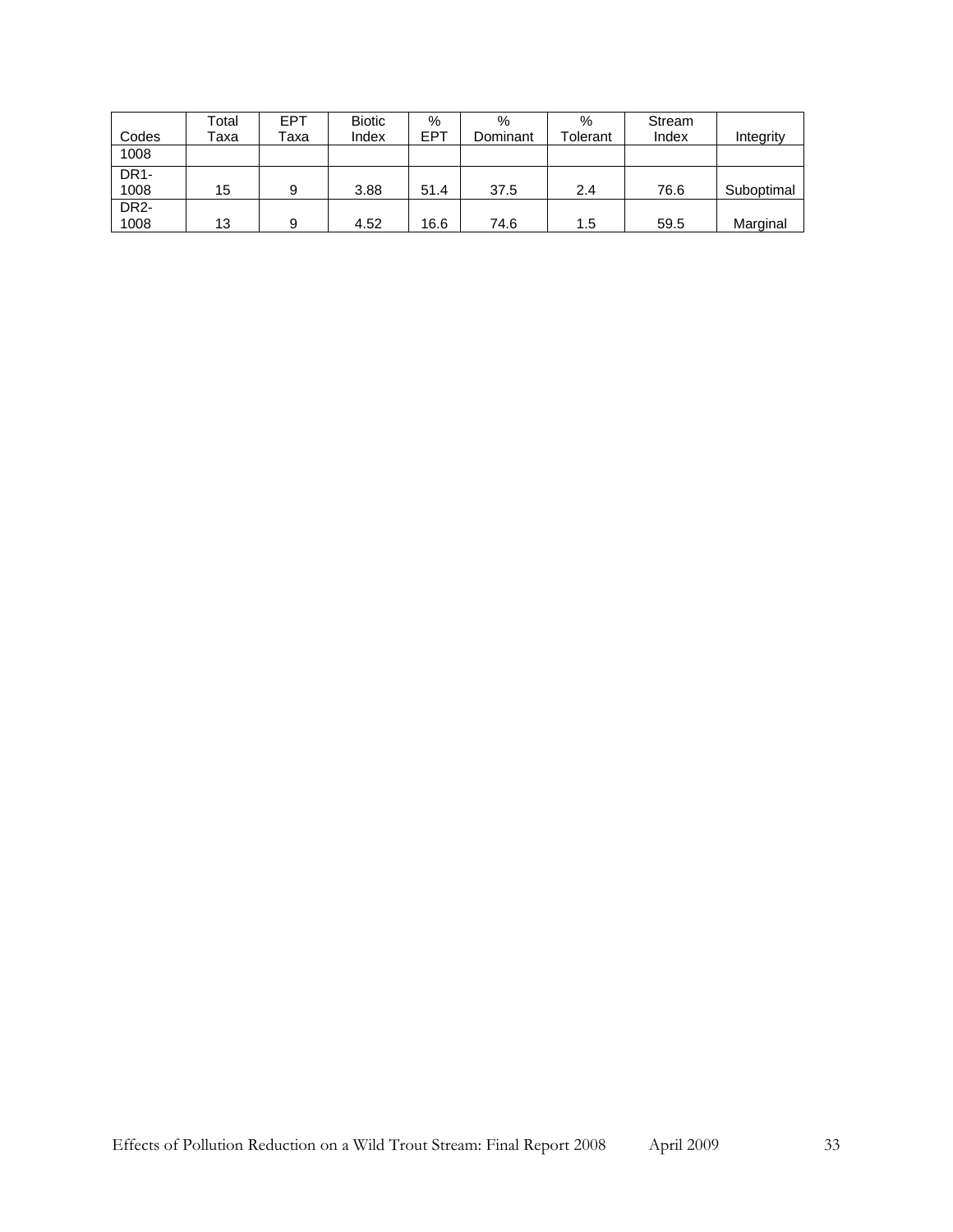| Codes | Total Taxa | EPT Taxa | Biotic Index | % EPT | % Dominant | % Tolerant | Stream Index | Integrity |
|---|---|---|---|---|---|---|---|---|
| 1008 | | | | | | | | |
| DR1-1008 | 15 | 9 | 3.88 | 51.4 | 37.5 | 2.4 | 76.6 | Suboptimal |
| DR2-1008 | 13 | 9 | 4.52 | 16.6 | 74.6 | 1.5 | 59.5 | Marginal |